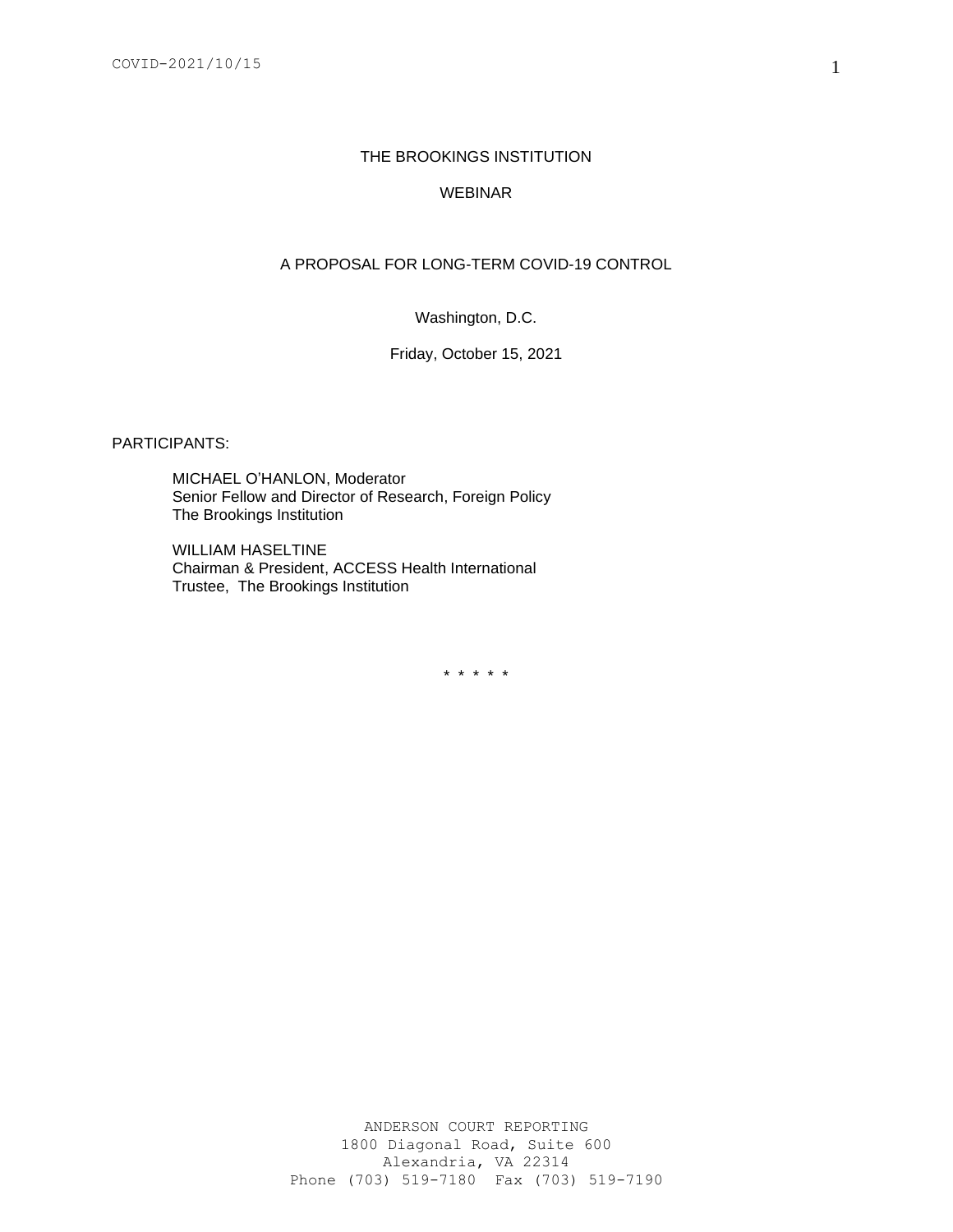# THE BROOKINGS INSTITUTION

## WEBINAR

## A PROPOSAL FOR LONG-TERM COVID-19 CONTROL

Washington, D.C.

Friday, October 15, 2021

PARTICIPANTS:

MICHAEL O'HANLON, Moderator
Senior Fellow and Director of Research, Foreign Policy
The Brookings Institution

WILLIAM HASELTINE
Chairman & President, ACCESS Health International
Trustee, The Brookings Institution

\* \* \* \* \*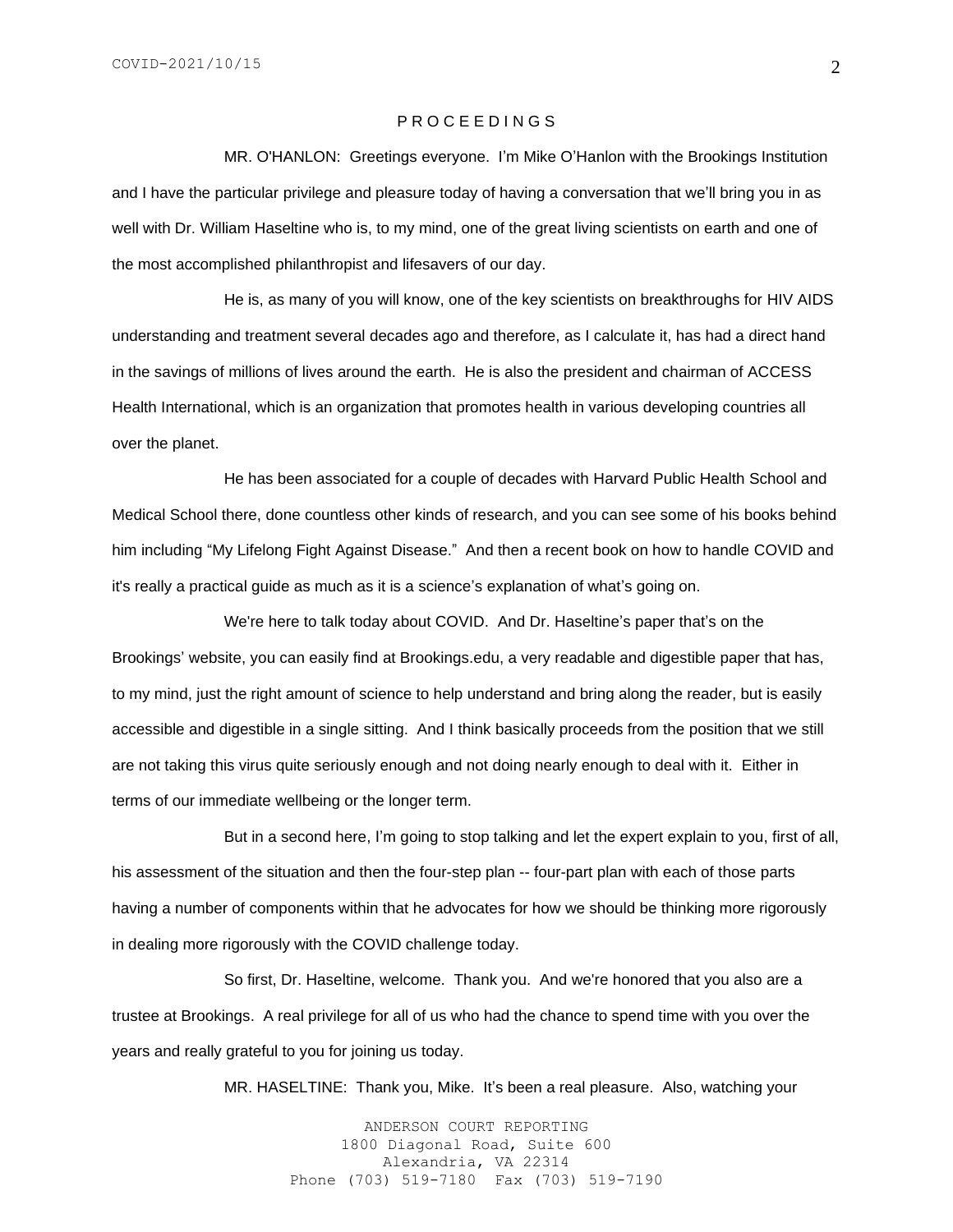P R O C E E D I N G S

MR. O'HANLON: Greetings everyone. I'm Mike O'Hanlon with the Brookings Institution and I have the particular privilege and pleasure today of having a conversation that we'll bring you in as well with Dr. William Haseltine who is, to my mind, one of the great living scientists on earth and one of the most accomplished philanthropist and lifesavers of our day.

He is, as many of you will know, one of the key scientists on breakthroughs for HIV AIDS understanding and treatment several decades ago and therefore, as I calculate it, has had a direct hand in the savings of millions of lives around the earth. He is also the president and chairman of ACCESS Health International, which is an organization that promotes health in various developing countries all over the planet.

He has been associated for a couple of decades with Harvard Public Health School and Medical School there, done countless other kinds of research, and you can see some of his books behind him including "My Lifelong Fight Against Disease." And then a recent book on how to handle COVID and it's really a practical guide as much as it is a science's explanation of what's going on.

We're here to talk today about COVID. And Dr. Haseltine's paper that's on the Brookings' website, you can easily find at Brookings.edu, a very readable and digestible paper that has, to my mind, just the right amount of science to help understand and bring along the reader, but is easily accessible and digestible in a single sitting. And I think basically proceeds from the position that we still are not taking this virus quite seriously enough and not doing nearly enough to deal with it. Either in terms of our immediate wellbeing or the longer term.

But in a second here, I'm going to stop talking and let the expert explain to you, first of all, his assessment of the situation and then the four-step plan -- four-part plan with each of those parts having a number of components within that he advocates for how we should be thinking more rigorously in dealing more rigorously with the COVID challenge today.

So first, Dr. Haseltine, welcome. Thank you. And we're honored that you also are a trustee at Brookings. A real privilege for all of us who had the chance to spend time with you over the years and really grateful to you for joining us today.

MR. HASELTINE: Thank you, Mike. It's been a real pleasure. Also, watching your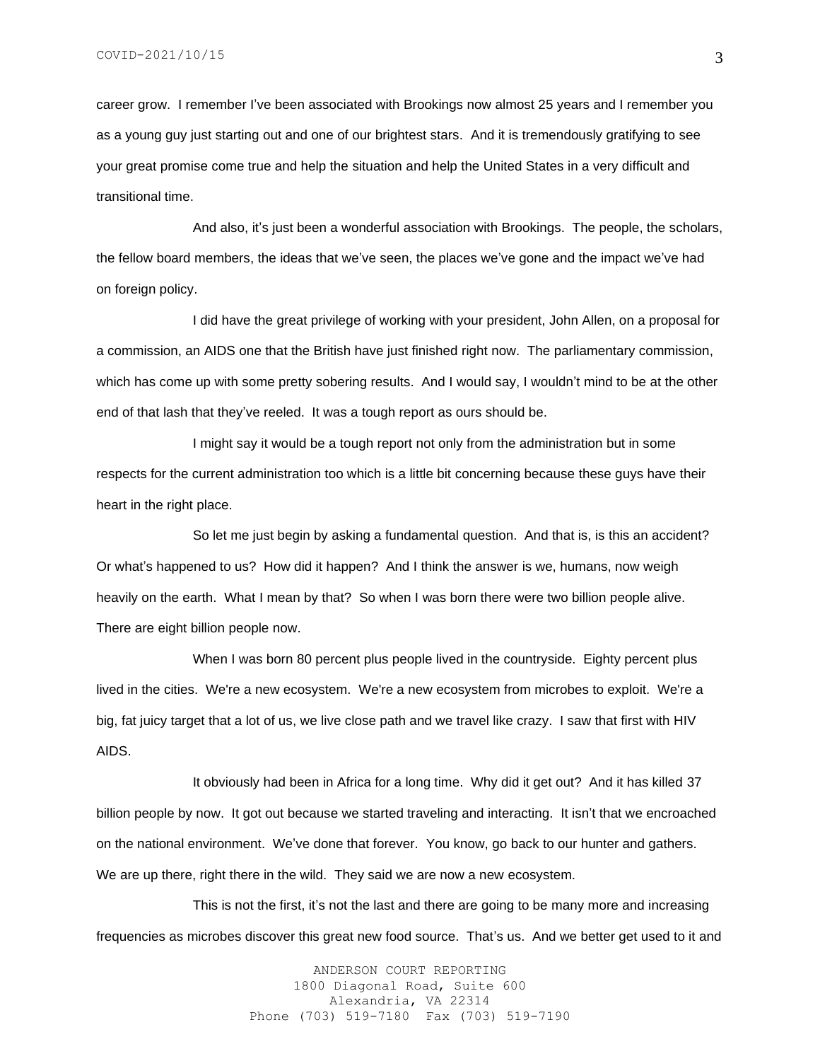career grow. I remember I've been associated with Brookings now almost 25 years and I remember you as a young guy just starting out and one of our brightest stars. And it is tremendously gratifying to see your great promise come true and help the situation and help the United States in a very difficult and transitional time.

And also, it's just been a wonderful association with Brookings. The people, the scholars, the fellow board members, the ideas that we've seen, the places we've gone and the impact we've had on foreign policy.

I did have the great privilege of working with your president, John Allen, on a proposal for a commission, an AIDS one that the British have just finished right now. The parliamentary commission, which has come up with some pretty sobering results. And I would say, I wouldn't mind to be at the other end of that lash that they've reeled. It was a tough report as ours should be.

I might say it would be a tough report not only from the administration but in some respects for the current administration too which is a little bit concerning because these guys have their heart in the right place.

So let me just begin by asking a fundamental question. And that is, is this an accident? Or what's happened to us? How did it happen? And I think the answer is we, humans, now weigh heavily on the earth. What I mean by that? So when I was born there were two billion people alive. There are eight billion people now.

When I was born 80 percent plus people lived in the countryside. Eighty percent plus lived in the cities. We're a new ecosystem. We're a new ecosystem from microbes to exploit. We're a big, fat juicy target that a lot of us, we live close path and we travel like crazy. I saw that first with HIV AIDS.

It obviously had been in Africa for a long time. Why did it get out? And it has killed 37 billion people by now. It got out because we started traveling and interacting. It isn't that we encroached on the national environment. We've done that forever. You know, go back to our hunter and gathers. We are up there, right there in the wild. They said we are now a new ecosystem.

This is not the first, it's not the last and there are going to be many more and increasing frequencies as microbes discover this great new food source. That's us. And we better get used to it and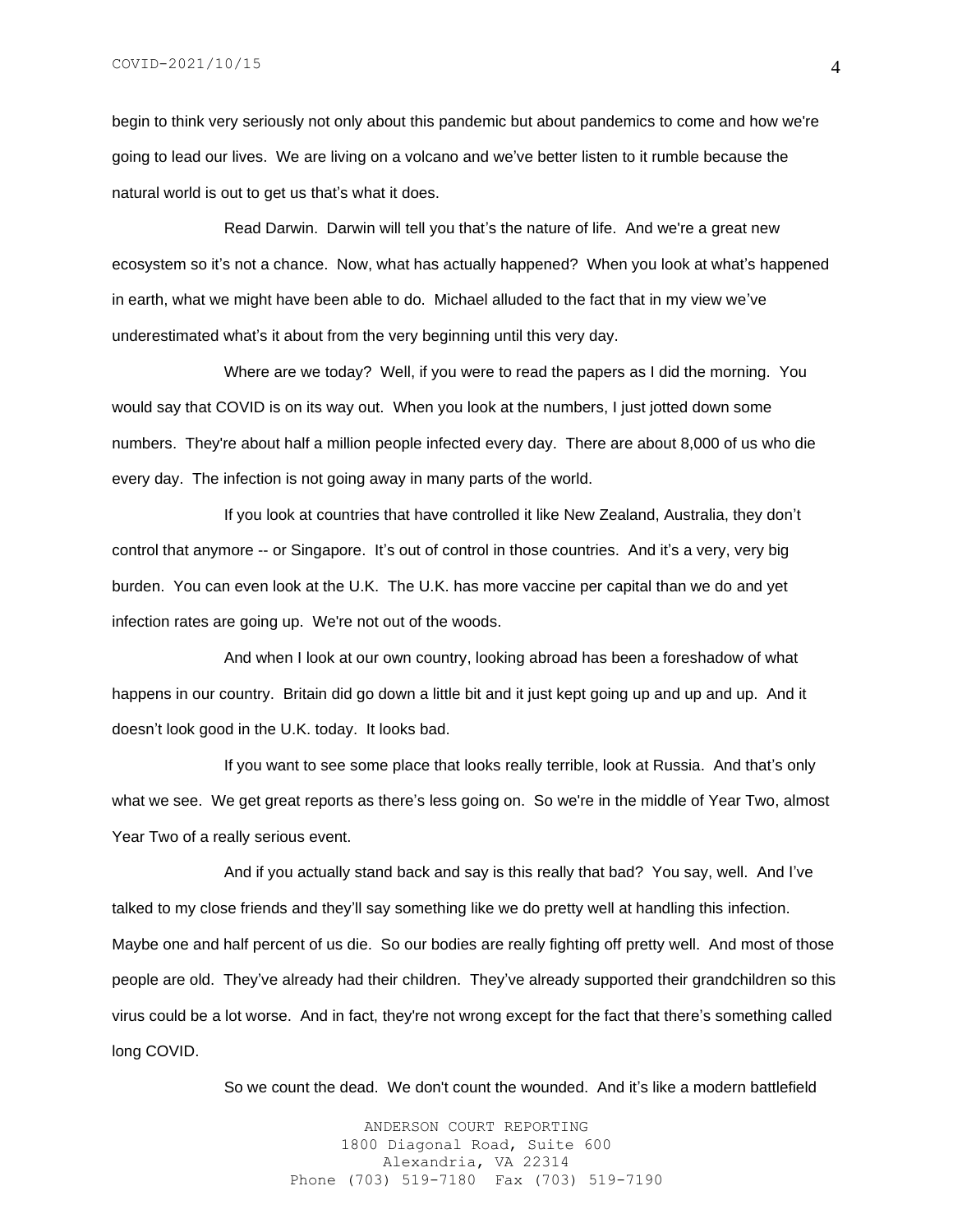begin to think very seriously not only about this pandemic but about pandemics to come and how we're going to lead our lives. We are living on a volcano and we've better listen to it rumble because the natural world is out to get us that's what it does.

Read Darwin. Darwin will tell you that's the nature of life. And we're a great new ecosystem so it's not a chance. Now, what has actually happened? When you look at what's happened in earth, what we might have been able to do. Michael alluded to the fact that in my view we've underestimated what's it about from the very beginning until this very day.

Where are we today? Well, if you were to read the papers as I did the morning. You would say that COVID is on its way out. When you look at the numbers, I just jotted down some numbers. They're about half a million people infected every day. There are about 8,000 of us who die every day. The infection is not going away in many parts of the world.

If you look at countries that have controlled it like New Zealand, Australia, they don't control that anymore -- or Singapore. It's out of control in those countries. And it's a very, very big burden. You can even look at the U.K. The U.K. has more vaccine per capital than we do and yet infection rates are going up. We're not out of the woods.

And when I look at our own country, looking abroad has been a foreshadow of what happens in our country. Britain did go down a little bit and it just kept going up and up and up. And it doesn't look good in the U.K. today. It looks bad.

If you want to see some place that looks really terrible, look at Russia. And that's only what we see. We get great reports as there's less going on. So we're in the middle of Year Two, almost Year Two of a really serious event.

And if you actually stand back and say is this really that bad? You say, well. And I've talked to my close friends and they'll say something like we do pretty well at handling this infection. Maybe one and half percent of us die. So our bodies are really fighting off pretty well. And most of those people are old. They've already had their children. They've already supported their grandchildren so this virus could be a lot worse. And in fact, they're not wrong except for the fact that there's something called long COVID.

So we count the dead. We don't count the wounded. And it's like a modern battlefield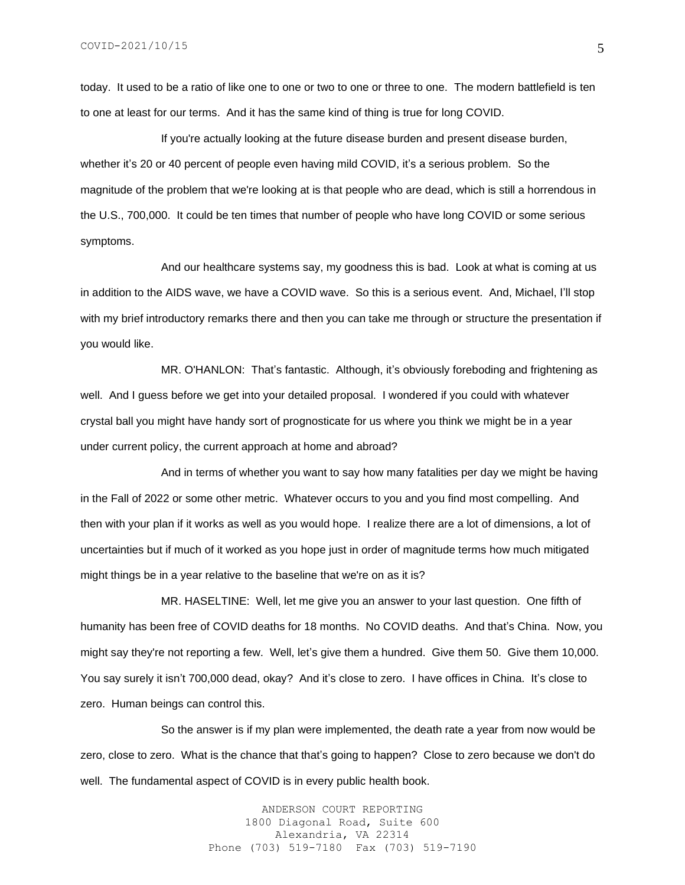today. It used to be a ratio of like one to one or two to one or three to one. The modern battlefield is ten to one at least for our terms. And it has the same kind of thing is true for long COVID.

If you're actually looking at the future disease burden and present disease burden, whether it's 20 or 40 percent of people even having mild COVID, it's a serious problem. So the magnitude of the problem that we're looking at is that people who are dead, which is still a horrendous in the U.S., 700,000. It could be ten times that number of people who have long COVID or some serious symptoms.

And our healthcare systems say, my goodness this is bad. Look at what is coming at us in addition to the AIDS wave, we have a COVID wave. So this is a serious event. And, Michael, I'll stop with my brief introductory remarks there and then you can take me through or structure the presentation if you would like.

MR. O'HANLON: That's fantastic. Although, it's obviously foreboding and frightening as well. And I guess before we get into your detailed proposal. I wondered if you could with whatever crystal ball you might have handy sort of prognosticate for us where you think we might be in a year under current policy, the current approach at home and abroad?

And in terms of whether you want to say how many fatalities per day we might be having in the Fall of 2022 or some other metric. Whatever occurs to you and you find most compelling. And then with your plan if it works as well as you would hope. I realize there are a lot of dimensions, a lot of uncertainties but if much of it worked as you hope just in order of magnitude terms how much mitigated might things be in a year relative to the baseline that we're on as it is?

MR. HASELTINE: Well, let me give you an answer to your last question. One fifth of humanity has been free of COVID deaths for 18 months. No COVID deaths. And that's China. Now, you might say they're not reporting a few. Well, let's give them a hundred. Give them 50. Give them 10,000. You say surely it isn't 700,000 dead, okay? And it's close to zero. I have offices in China. It's close to zero. Human beings can control this.

So the answer is if my plan were implemented, the death rate a year from now would be zero, close to zero. What is the chance that that's going to happen? Close to zero because we don't do well. The fundamental aspect of COVID is in every public health book.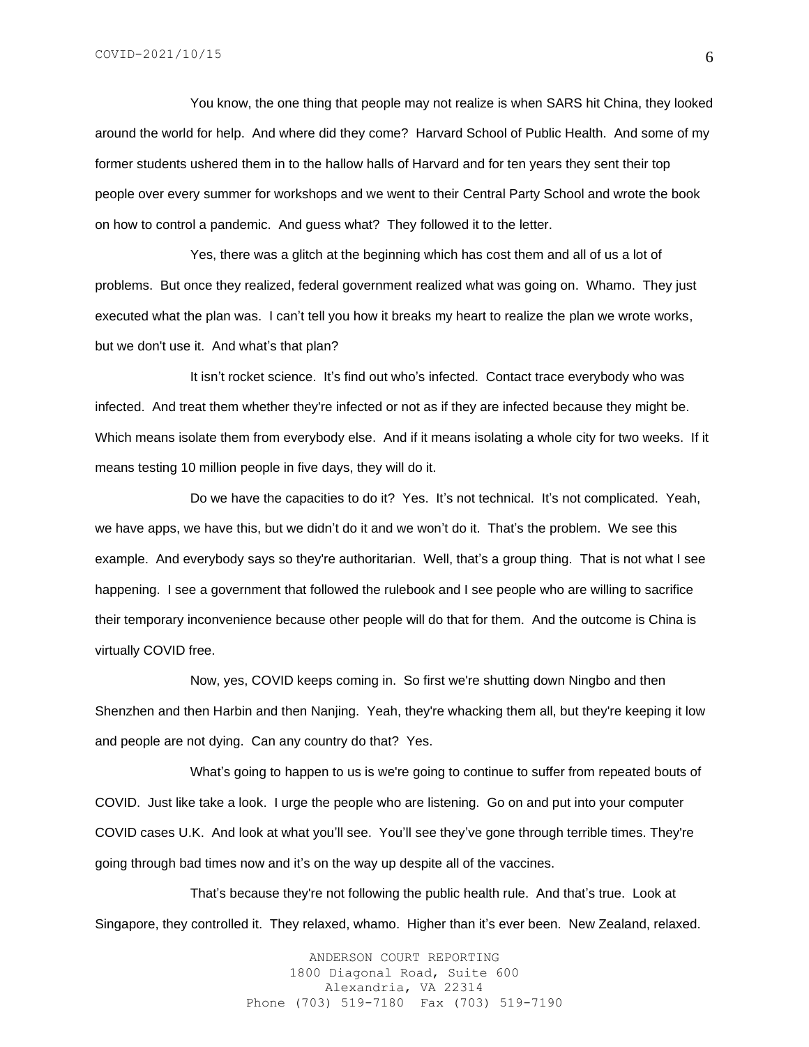You know, the one thing that people may not realize is when SARS hit China, they looked around the world for help. And where did they come? Harvard School of Public Health. And some of my former students ushered them in to the hallow halls of Harvard and for ten years they sent their top people over every summer for workshops and we went to their Central Party School and wrote the book on how to control a pandemic. And guess what? They followed it to the letter.

Yes, there was a glitch at the beginning which has cost them and all of us a lot of problems. But once they realized, federal government realized what was going on. Whamo. They just executed what the plan was. I can't tell you how it breaks my heart to realize the plan we wrote works, but we don't use it. And what's that plan?

It isn't rocket science. It's find out who's infected. Contact trace everybody who was infected. And treat them whether they're infected or not as if they are infected because they might be. Which means isolate them from everybody else. And if it means isolating a whole city for two weeks. If it means testing 10 million people in five days, they will do it.

Do we have the capacities to do it? Yes. It's not technical. It's not complicated. Yeah, we have apps, we have this, but we didn't do it and we won't do it. That's the problem. We see this example. And everybody says so they're authoritarian. Well, that's a group thing. That is not what I see happening. I see a government that followed the rulebook and I see people who are willing to sacrifice their temporary inconvenience because other people will do that for them. And the outcome is China is virtually COVID free.

Now, yes, COVID keeps coming in. So first we're shutting down Ningbo and then Shenzhen and then Harbin and then Nanjing. Yeah, they're whacking them all, but they're keeping it low and people are not dying. Can any country do that? Yes.

What's going to happen to us is we're going to continue to suffer from repeated bouts of COVID. Just like take a look. I urge the people who are listening. Go on and put into your computer COVID cases U.K. And look at what you'll see. You'll see they've gone through terrible times. They're going through bad times now and it's on the way up despite all of the vaccines.

That's because they're not following the public health rule. And that's true. Look at Singapore, they controlled it. They relaxed, whamo. Higher than it's ever been. New Zealand, relaxed.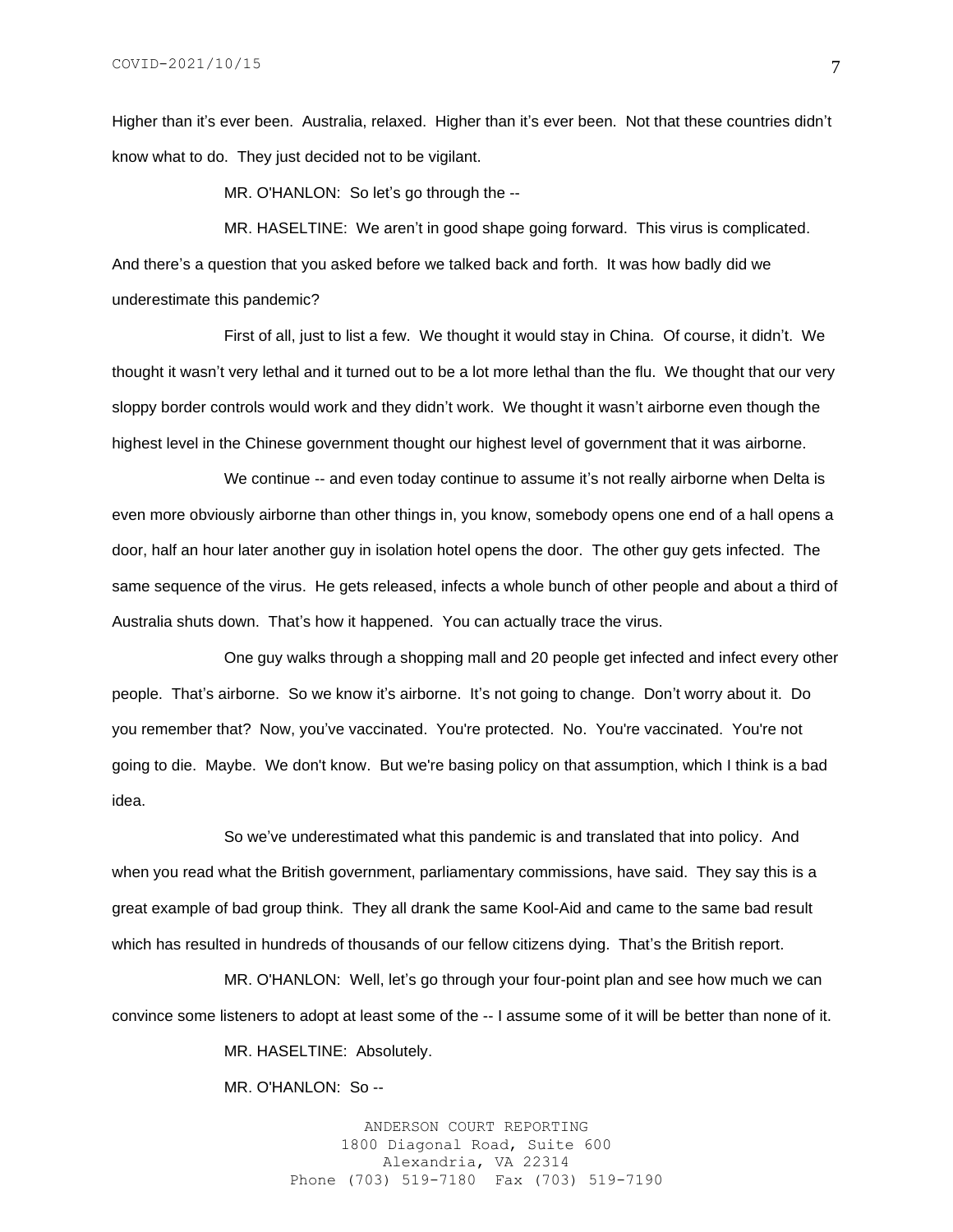Higher than it's ever been. Australia, relaxed. Higher than it's ever been. Not that these countries didn't know what to do. They just decided not to be vigilant.

MR. O'HANLON: So let's go through the --

MR. HASELTINE: We aren't in good shape going forward. This virus is complicated. And there's a question that you asked before we talked back and forth. It was how badly did we underestimate this pandemic?

First of all, just to list a few. We thought it would stay in China. Of course, it didn't. We thought it wasn't very lethal and it turned out to be a lot more lethal than the flu. We thought that our very sloppy border controls would work and they didn't work. We thought it wasn't airborne even though the highest level in the Chinese government thought our highest level of government that it was airborne.

We continue -- and even today continue to assume it's not really airborne when Delta is even more obviously airborne than other things in, you know, somebody opens one end of a hall opens a door, half an hour later another guy in isolation hotel opens the door. The other guy gets infected. The same sequence of the virus. He gets released, infects a whole bunch of other people and about a third of Australia shuts down. That's how it happened. You can actually trace the virus.

One guy walks through a shopping mall and 20 people get infected and infect every other people. That's airborne. So we know it's airborne. It's not going to change. Don't worry about it. Do you remember that? Now, you've vaccinated. You're protected. No. You're vaccinated. You're not going to die. Maybe. We don't know. But we're basing policy on that assumption, which I think is a bad idea.

So we've underestimated what this pandemic is and translated that into policy. And when you read what the British government, parliamentary commissions, have said. They say this is a great example of bad group think. They all drank the same Kool-Aid and came to the same bad result which has resulted in hundreds of thousands of our fellow citizens dying. That's the British report.

MR. O'HANLON: Well, let's go through your four-point plan and see how much we can convince some listeners to adopt at least some of the -- I assume some of it will be better than none of it.

MR. HASELTINE: Absolutely.

MR. O'HANLON: So --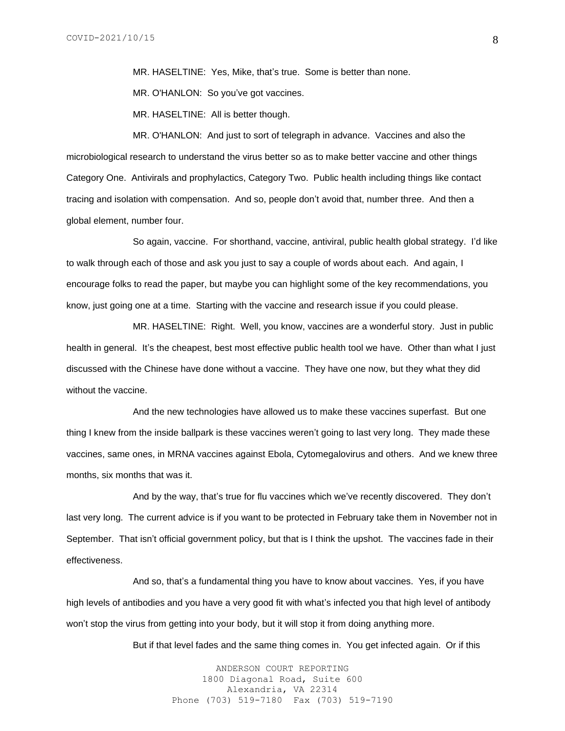MR. HASELTINE: Yes, Mike, that's true. Some is better than none.

MR. O'HANLON: So you've got vaccines.

MR. HASELTINE: All is better though.

MR. O'HANLON: And just to sort of telegraph in advance. Vaccines and also the microbiological research to understand the virus better so as to make better vaccine and other things Category One. Antivirals and prophylactics, Category Two. Public health including things like contact tracing and isolation with compensation. And so, people don't avoid that, number three. And then a global element, number four.

So again, vaccine. For shorthand, vaccine, antiviral, public health global strategy. I'd like to walk through each of those and ask you just to say a couple of words about each. And again, I encourage folks to read the paper, but maybe you can highlight some of the key recommendations, you know, just going one at a time. Starting with the vaccine and research issue if you could please.

MR. HASELTINE: Right. Well, you know, vaccines are a wonderful story. Just in public health in general. It's the cheapest, best most effective public health tool we have. Other than what I just discussed with the Chinese have done without a vaccine. They have one now, but they what they did without the vaccine.

And the new technologies have allowed us to make these vaccines superfast. But one thing I knew from the inside ballpark is these vaccines weren't going to last very long. They made these vaccines, same ones, in MRNA vaccines against Ebola, Cytomegalovirus and others. And we knew three months, six months that was it.

And by the way, that's true for flu vaccines which we've recently discovered. They don't last very long. The current advice is if you want to be protected in February take them in November not in September. That isn't official government policy, but that is I think the upshot. The vaccines fade in their effectiveness.

And so, that's a fundamental thing you have to know about vaccines. Yes, if you have high levels of antibodies and you have a very good fit with what's infected you that high level of antibody won't stop the virus from getting into your body, but it will stop it from doing anything more.

But if that level fades and the same thing comes in. You get infected again. Or if this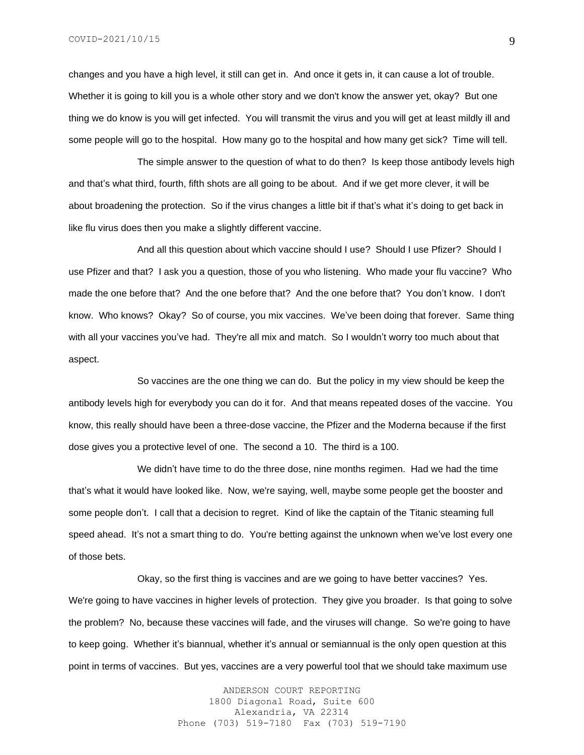changes and you have a high level, it still can get in. And once it gets in, it can cause a lot of trouble. Whether it is going to kill you is a whole other story and we don't know the answer yet, okay? But one thing we do know is you will get infected. You will transmit the virus and you will get at least mildly ill and some people will go to the hospital. How many go to the hospital and how many get sick? Time will tell.

The simple answer to the question of what to do then? Is keep those antibody levels high and that's what third, fourth, fifth shots are all going to be about. And if we get more clever, it will be about broadening the protection. So if the virus changes a little bit if that's what it's doing to get back in like flu virus does then you make a slightly different vaccine.

And all this question about which vaccine should I use? Should I use Pfizer? Should I use Pfizer and that? I ask you a question, those of you who listening. Who made your flu vaccine? Who made the one before that? And the one before that? And the one before that? You don't know. I don't know. Who knows? Okay? So of course, you mix vaccines. We've been doing that forever. Same thing with all your vaccines you've had. They're all mix and match. So I wouldn't worry too much about that aspect.

So vaccines are the one thing we can do. But the policy in my view should be keep the antibody levels high for everybody you can do it for. And that means repeated doses of the vaccine. You know, this really should have been a three-dose vaccine, the Pfizer and the Moderna because if the first dose gives you a protective level of one. The second a 10. The third is a 100.

We didn't have time to do the three dose, nine months regimen. Had we had the time that's what it would have looked like. Now, we're saying, well, maybe some people get the booster and some people don't. I call that a decision to regret. Kind of like the captain of the Titanic steaming full speed ahead. It's not a smart thing to do. You're betting against the unknown when we've lost every one of those bets.

Okay, so the first thing is vaccines and are we going to have better vaccines? Yes. We're going to have vaccines in higher levels of protection. They give you broader. Is that going to solve the problem? No, because these vaccines will fade, and the viruses will change. So we're going to have to keep going. Whether it's biannual, whether it's annual or semiannual is the only open question at this point in terms of vaccines. But yes, vaccines are a very powerful tool that we should take maximum use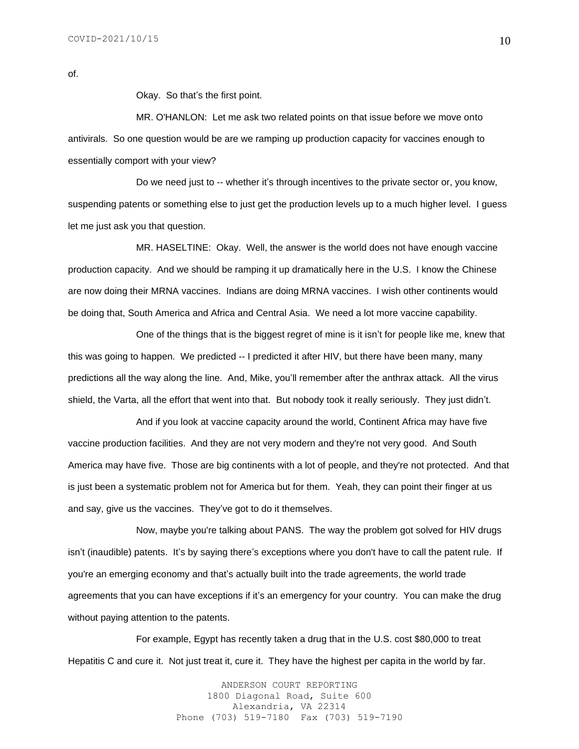of.

Okay. So that's the first point.

MR. O'HANLON: Let me ask two related points on that issue before we move onto antivirals. So one question would be are we ramping up production capacity for vaccines enough to essentially comport with your view?

Do we need just to -- whether it's through incentives to the private sector or, you know, suspending patents or something else to just get the production levels up to a much higher level. I guess let me just ask you that question.

MR. HASELTINE: Okay. Well, the answer is the world does not have enough vaccine production capacity. And we should be ramping it up dramatically here in the U.S. I know the Chinese are now doing their MRNA vaccines. Indians are doing MRNA vaccines. I wish other continents would be doing that, South America and Africa and Central Asia. We need a lot more vaccine capability.

One of the things that is the biggest regret of mine is it isn't for people like me, knew that this was going to happen. We predicted -- I predicted it after HIV, but there have been many, many predictions all the way along the line. And, Mike, you'll remember after the anthrax attack. All the virus shield, the Varta, all the effort that went into that. But nobody took it really seriously. They just didn't.

And if you look at vaccine capacity around the world, Continent Africa may have five vaccine production facilities. And they are not very modern and they're not very good. And South America may have five. Those are big continents with a lot of people, and they're not protected. And that is just been a systematic problem not for America but for them. Yeah, they can point their finger at us and say, give us the vaccines. They've got to do it themselves.

Now, maybe you're talking about PANS. The way the problem got solved for HIV drugs isn't (inaudible) patents. It's by saying there's exceptions where you don't have to call the patent rule. If you're an emerging economy and that's actually built into the trade agreements, the world trade agreements that you can have exceptions if it's an emergency for your country. You can make the drug without paying attention to the patents.

For example, Egypt has recently taken a drug that in the U.S. cost $80,000 to treat Hepatitis C and cure it. Not just treat it, cure it. They have the highest per capita in the world by far.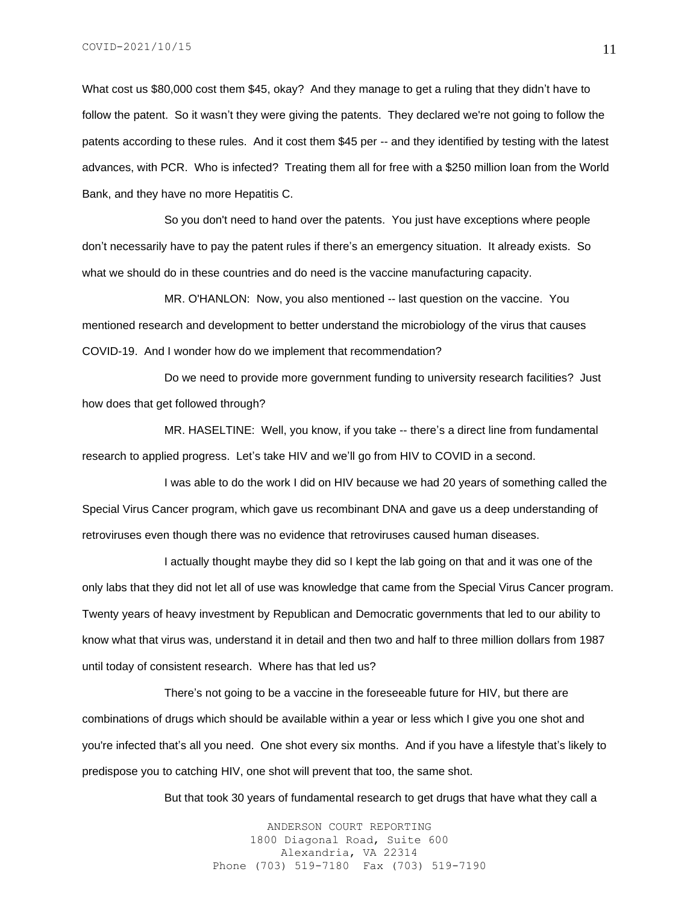What cost us $80,000 cost them $45, okay? And they manage to get a ruling that they didn't have to follow the patent. So it wasn't they were giving the patents. They declared we're not going to follow the patents according to these rules. And it cost them $45 per -- and they identified by testing with the latest advances, with PCR. Who is infected? Treating them all for free with a $250 million loan from the World Bank, and they have no more Hepatitis C.

So you don't need to hand over the patents. You just have exceptions where people don't necessarily have to pay the patent rules if there's an emergency situation. It already exists. So what we should do in these countries and do need is the vaccine manufacturing capacity.

MR. O'HANLON: Now, you also mentioned -- last question on the vaccine. You mentioned research and development to better understand the microbiology of the virus that causes COVID-19. And I wonder how do we implement that recommendation?

Do we need to provide more government funding to university research facilities? Just how does that get followed through?

MR. HASELTINE: Well, you know, if you take -- there's a direct line from fundamental research to applied progress. Let's take HIV and we'll go from HIV to COVID in a second.

I was able to do the work I did on HIV because we had 20 years of something called the Special Virus Cancer program, which gave us recombinant DNA and gave us a deep understanding of retroviruses even though there was no evidence that retroviruses caused human diseases.

I actually thought maybe they did so I kept the lab going on that and it was one of the only labs that they did not let all of use was knowledge that came from the Special Virus Cancer program. Twenty years of heavy investment by Republican and Democratic governments that led to our ability to know what that virus was, understand it in detail and then two and half to three million dollars from 1987 until today of consistent research. Where has that led us?

There's not going to be a vaccine in the foreseeable future for HIV, but there are combinations of drugs which should be available within a year or less which I give you one shot and you're infected that's all you need. One shot every six months. And if you have a lifestyle that's likely to predispose you to catching HIV, one shot will prevent that too, the same shot.

But that took 30 years of fundamental research to get drugs that have what they call a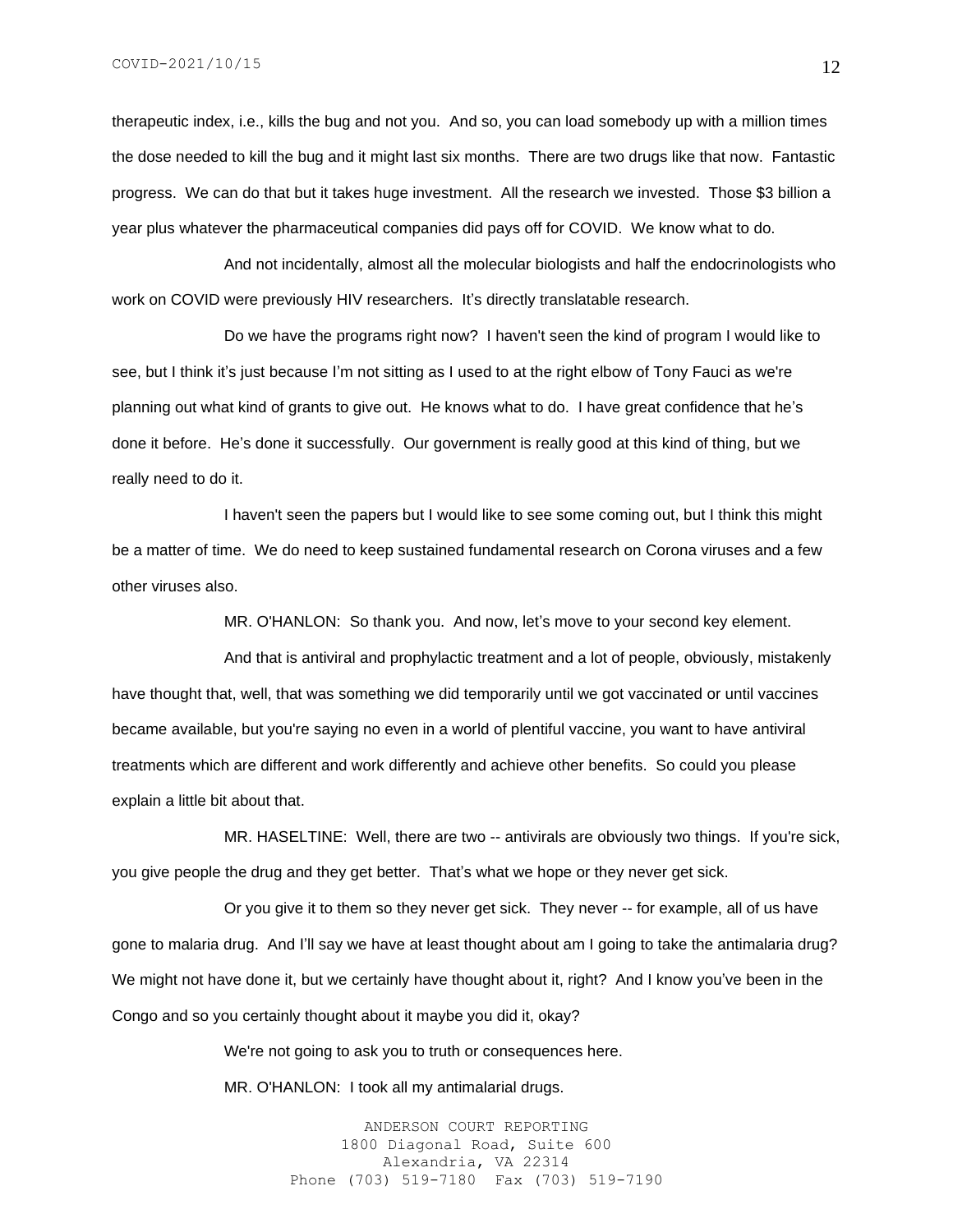therapeutic index, i.e., kills the bug and not you. And so, you can load somebody up with a million times the dose needed to kill the bug and it might last six months. There are two drugs like that now. Fantastic progress. We can do that but it takes huge investment. All the research we invested. Those $3 billion a year plus whatever the pharmaceutical companies did pays off for COVID. We know what to do.

And not incidentally, almost all the molecular biologists and half the endocrinologists who work on COVID were previously HIV researchers. It's directly translatable research.

Do we have the programs right now? I haven't seen the kind of program I would like to see, but I think it's just because I'm not sitting as I used to at the right elbow of Tony Fauci as we're planning out what kind of grants to give out. He knows what to do. I have great confidence that he's done it before. He's done it successfully. Our government is really good at this kind of thing, but we really need to do it.

I haven't seen the papers but I would like to see some coming out, but I think this might be a matter of time. We do need to keep sustained fundamental research on Corona viruses and a few other viruses also.

MR. O'HANLON: So thank you. And now, let's move to your second key element.

And that is antiviral and prophylactic treatment and a lot of people, obviously, mistakenly have thought that, well, that was something we did temporarily until we got vaccinated or until vaccines became available, but you're saying no even in a world of plentiful vaccine, you want to have antiviral treatments which are different and work differently and achieve other benefits. So could you please explain a little bit about that.

MR. HASELTINE: Well, there are two -- antivirals are obviously two things. If you're sick, you give people the drug and they get better. That's what we hope or they never get sick.

Or you give it to them so they never get sick. They never -- for example, all of us have gone to malaria drug. And I'll say we have at least thought about am I going to take the antimalaria drug? We might not have done it, but we certainly have thought about it, right? And I know you've been in the Congo and so you certainly thought about it maybe you did it, okay?

We're not going to ask you to truth or consequences here.

MR. O'HANLON: I took all my antimalarial drugs.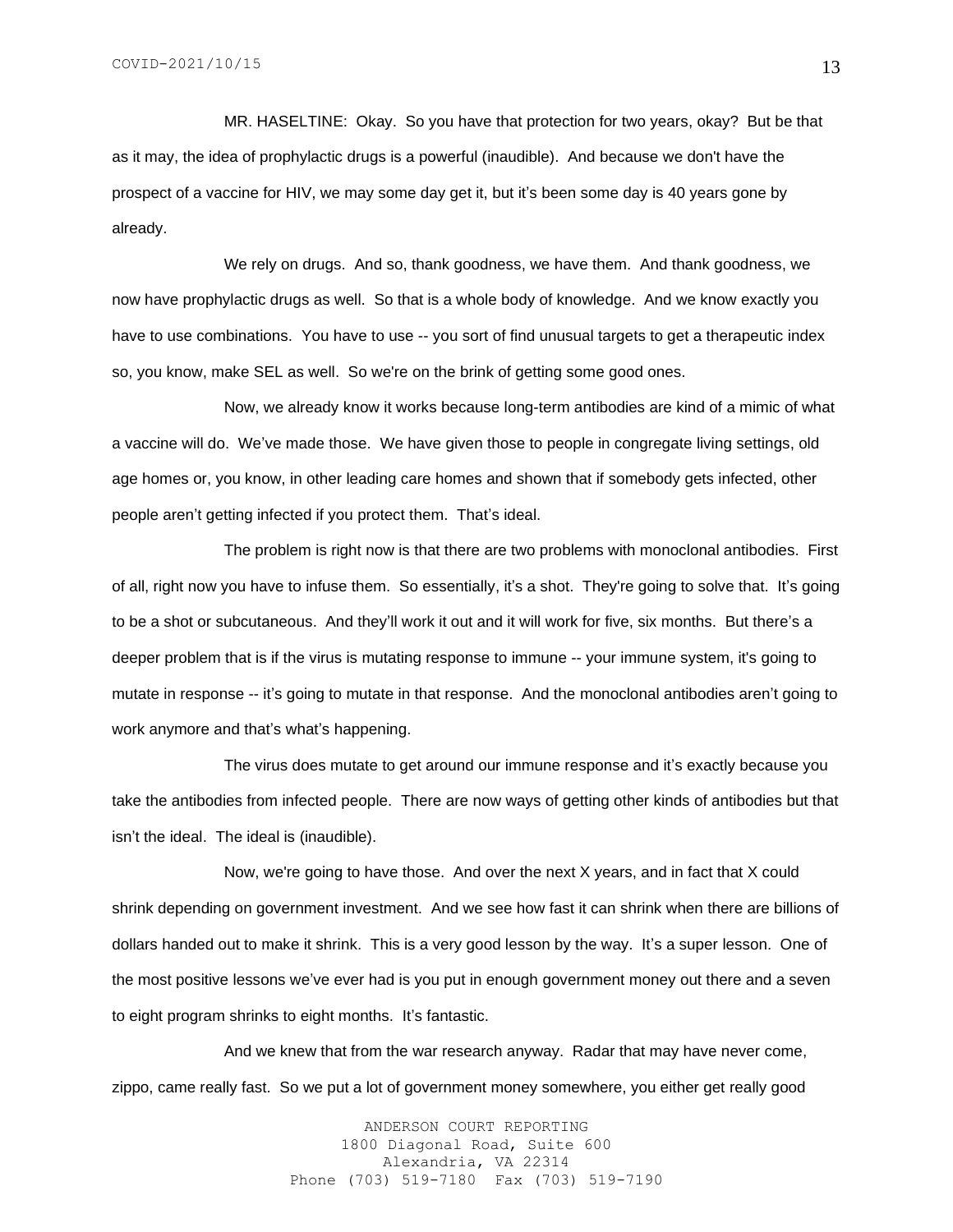MR. HASELTINE: Okay. So you have that protection for two years, okay? But be that as it may, the idea of prophylactic drugs is a powerful (inaudible). And because we don't have the prospect of a vaccine for HIV, we may some day get it, but it's been some day is 40 years gone by already.

We rely on drugs. And so, thank goodness, we have them. And thank goodness, we now have prophylactic drugs as well. So that is a whole body of knowledge. And we know exactly you have to use combinations. You have to use -- you sort of find unusual targets to get a therapeutic index so, you know, make SEL as well. So we're on the brink of getting some good ones.

Now, we already know it works because long-term antibodies are kind of a mimic of what a vaccine will do. We've made those. We have given those to people in congregate living settings, old age homes or, you know, in other leading care homes and shown that if somebody gets infected, other people aren't getting infected if you protect them. That's ideal.

The problem is right now is that there are two problems with monoclonal antibodies. First of all, right now you have to infuse them. So essentially, it's a shot. They're going to solve that. It's going to be a shot or subcutaneous. And they'll work it out and it will work for five, six months. But there's a deeper problem that is if the virus is mutating response to immune -- your immune system, it's going to mutate in response -- it's going to mutate in that response. And the monoclonal antibodies aren't going to work anymore and that's what's happening.

The virus does mutate to get around our immune response and it's exactly because you take the antibodies from infected people. There are now ways of getting other kinds of antibodies but that isn't the ideal. The ideal is (inaudible).

Now, we're going to have those. And over the next X years, and in fact that X could shrink depending on government investment. And we see how fast it can shrink when there are billions of dollars handed out to make it shrink. This is a very good lesson by the way. It's a super lesson. One of the most positive lessons we've ever had is you put in enough government money out there and a seven to eight program shrinks to eight months. It's fantastic.

And we knew that from the war research anyway. Radar that may have never come, zippo, came really fast. So we put a lot of government money somewhere, you either get really good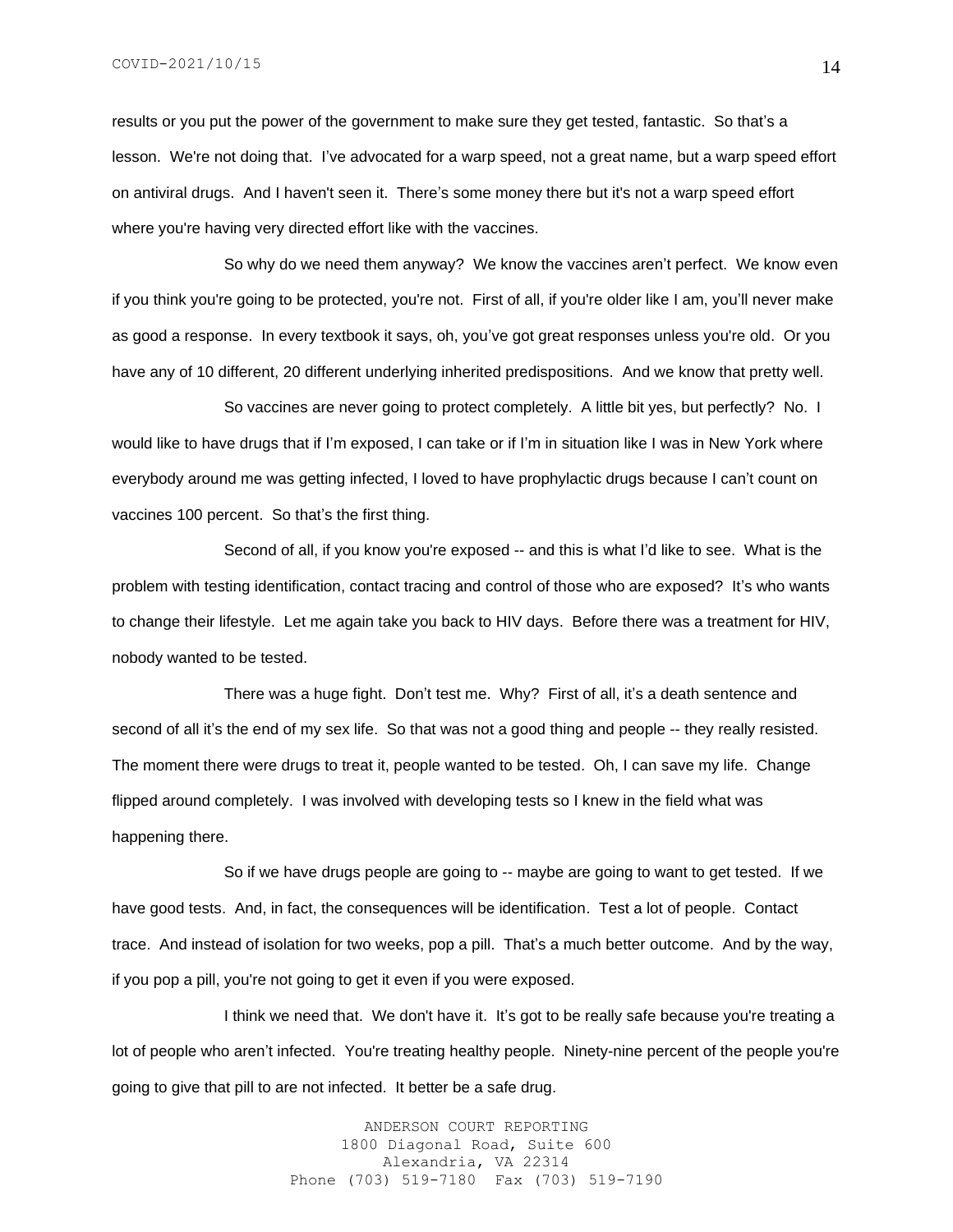results or you put the power of the government to make sure they get tested, fantastic. So that's a lesson. We're not doing that. I've advocated for a warp speed, not a great name, but a warp speed effort on antiviral drugs. And I haven't seen it. There's some money there but it's not a warp speed effort where you're having very directed effort like with the vaccines.

So why do we need them anyway? We know the vaccines aren't perfect. We know even if you think you're going to be protected, you're not. First of all, if you're older like I am, you'll never make as good a response. In every textbook it says, oh, you've got great responses unless you're old. Or you have any of 10 different, 20 different underlying inherited predispositions. And we know that pretty well.

So vaccines are never going to protect completely. A little bit yes, but perfectly? No. I would like to have drugs that if I'm exposed, I can take or if I'm in situation like I was in New York where everybody around me was getting infected, I loved to have prophylactic drugs because I can't count on vaccines 100 percent. So that's the first thing.

Second of all, if you know you're exposed -- and this is what I'd like to see. What is the problem with testing identification, contact tracing and control of those who are exposed? It's who wants to change their lifestyle. Let me again take you back to HIV days. Before there was a treatment for HIV, nobody wanted to be tested.

There was a huge fight. Don't test me. Why? First of all, it's a death sentence and second of all it's the end of my sex life. So that was not a good thing and people -- they really resisted. The moment there were drugs to treat it, people wanted to be tested. Oh, I can save my life. Change flipped around completely. I was involved with developing tests so I knew in the field what was happening there.

So if we have drugs people are going to -- maybe are going to want to get tested. If we have good tests. And, in fact, the consequences will be identification. Test a lot of people. Contact trace. And instead of isolation for two weeks, pop a pill. That's a much better outcome. And by the way, if you pop a pill, you're not going to get it even if you were exposed.

I think we need that. We don't have it. It's got to be really safe because you're treating a lot of people who aren't infected. You're treating healthy people. Ninety-nine percent of the people you're going to give that pill to are not infected. It better be a safe drug.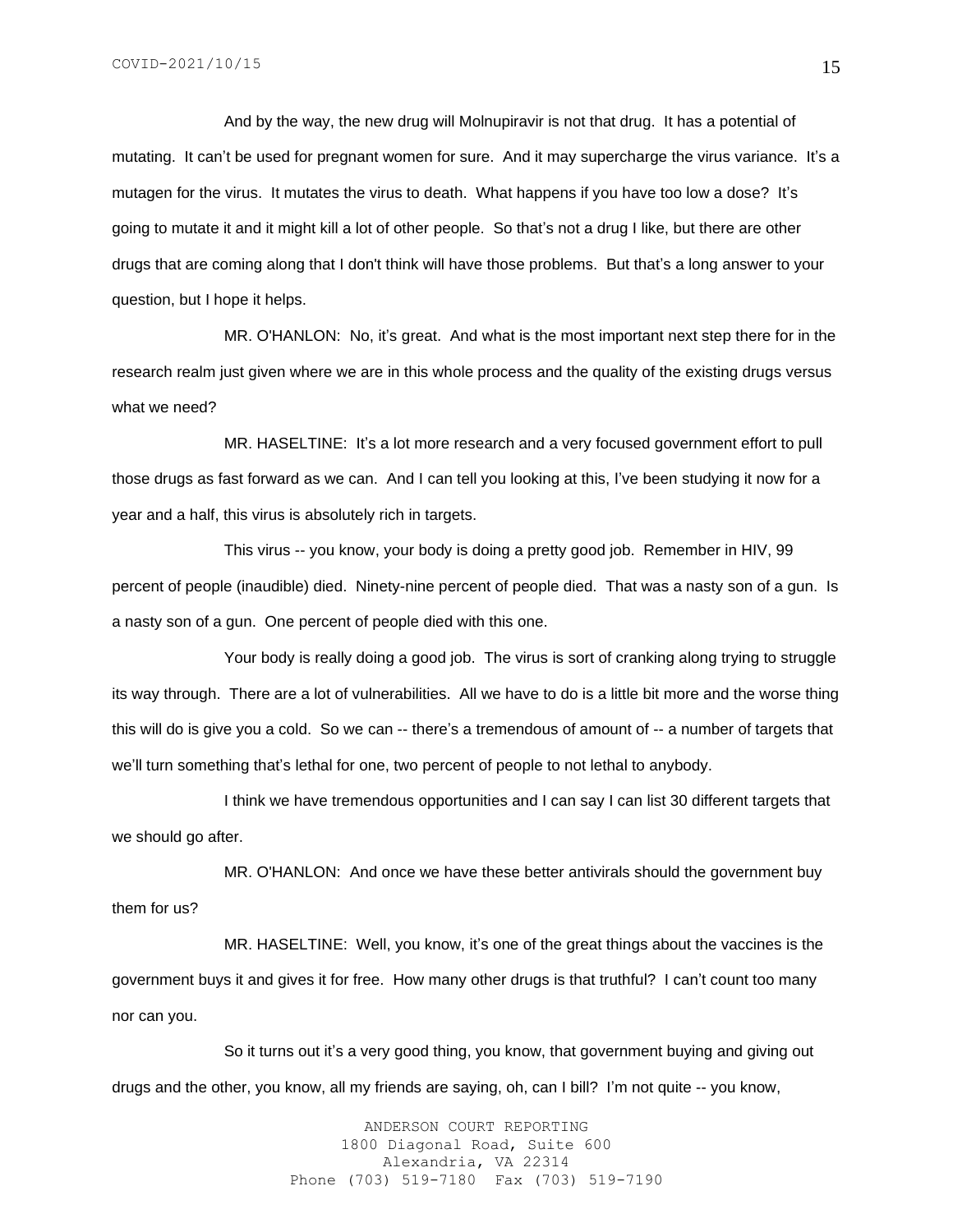And by the way, the new drug will Molnupiravir is not that drug. It has a potential of mutating. It can't be used for pregnant women for sure. And it may supercharge the virus variance. It's a mutagen for the virus. It mutates the virus to death. What happens if you have too low a dose? It's going to mutate it and it might kill a lot of other people. So that's not a drug I like, but there are other drugs that are coming along that I don't think will have those problems. But that's a long answer to your question, but I hope it helps.

MR. O'HANLON: No, it's great. And what is the most important next step there for in the research realm just given where we are in this whole process and the quality of the existing drugs versus what we need?

MR. HASELTINE: It's a lot more research and a very focused government effort to pull those drugs as fast forward as we can. And I can tell you looking at this, I've been studying it now for a year and a half, this virus is absolutely rich in targets.

This virus -- you know, your body is doing a pretty good job. Remember in HIV, 99 percent of people (inaudible) died. Ninety-nine percent of people died. That was a nasty son of a gun. Is a nasty son of a gun. One percent of people died with this one.

Your body is really doing a good job. The virus is sort of cranking along trying to struggle its way through. There are a lot of vulnerabilities. All we have to do is a little bit more and the worse thing this will do is give you a cold. So we can -- there's a tremendous of amount of -- a number of targets that we'll turn something that's lethal for one, two percent of people to not lethal to anybody.

I think we have tremendous opportunities and I can say I can list 30 different targets that we should go after.

MR. O'HANLON: And once we have these better antivirals should the government buy them for us?

MR. HASELTINE: Well, you know, it's one of the great things about the vaccines is the government buys it and gives it for free. How many other drugs is that truthful? I can't count too many nor can you.

So it turns out it's a very good thing, you know, that government buying and giving out drugs and the other, you know, all my friends are saying, oh, can I bill? I'm not quite -- you know,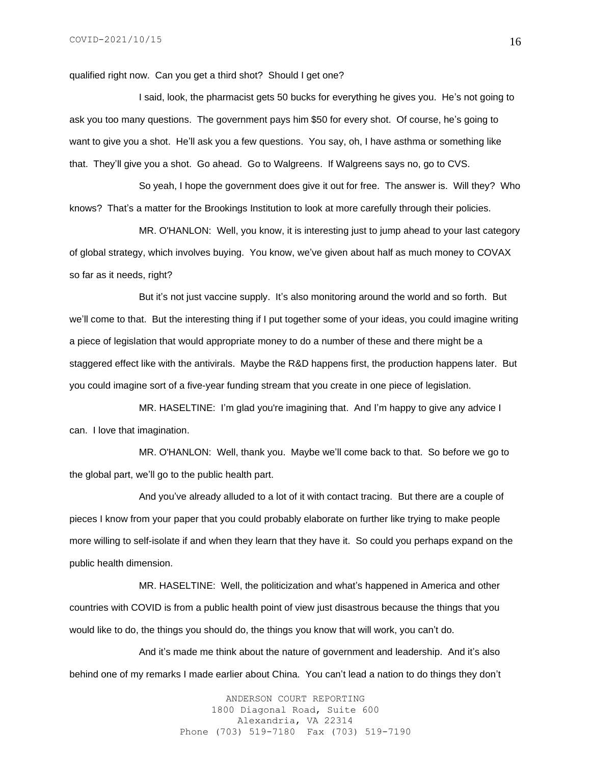qualified right now. Can you get a third shot? Should I get one?

I said, look, the pharmacist gets 50 bucks for everything he gives you. He's not going to ask you too many questions. The government pays him $50 for every shot. Of course, he's going to want to give you a shot. He'll ask you a few questions. You say, oh, I have asthma or something like that. They'll give you a shot. Go ahead. Go to Walgreens. If Walgreens says no, go to CVS.

So yeah, I hope the government does give it out for free. The answer is. Will they? Who knows? That's a matter for the Brookings Institution to look at more carefully through their policies.

MR. O'HANLON: Well, you know, it is interesting just to jump ahead to your last category of global strategy, which involves buying. You know, we've given about half as much money to COVAX so far as it needs, right?

But it's not just vaccine supply. It's also monitoring around the world and so forth. But we'll come to that. But the interesting thing if I put together some of your ideas, you could imagine writing a piece of legislation that would appropriate money to do a number of these and there might be a staggered effect like with the antivirals. Maybe the R&D happens first, the production happens later. But you could imagine sort of a five-year funding stream that you create in one piece of legislation.

MR. HASELTINE: I'm glad you're imagining that. And I'm happy to give any advice I can. I love that imagination.

MR. O'HANLON: Well, thank you. Maybe we'll come back to that. So before we go to the global part, we'll go to the public health part.

And you've already alluded to a lot of it with contact tracing. But there are a couple of pieces I know from your paper that you could probably elaborate on further like trying to make people more willing to self-isolate if and when they learn that they have it. So could you perhaps expand on the public health dimension.

MR. HASELTINE: Well, the politicization and what's happened in America and other countries with COVID is from a public health point of view just disastrous because the things that you would like to do, the things you should do, the things you know that will work, you can't do.

And it's made me think about the nature of government and leadership. And it's also behind one of my remarks I made earlier about China. You can't lead a nation to do things they don't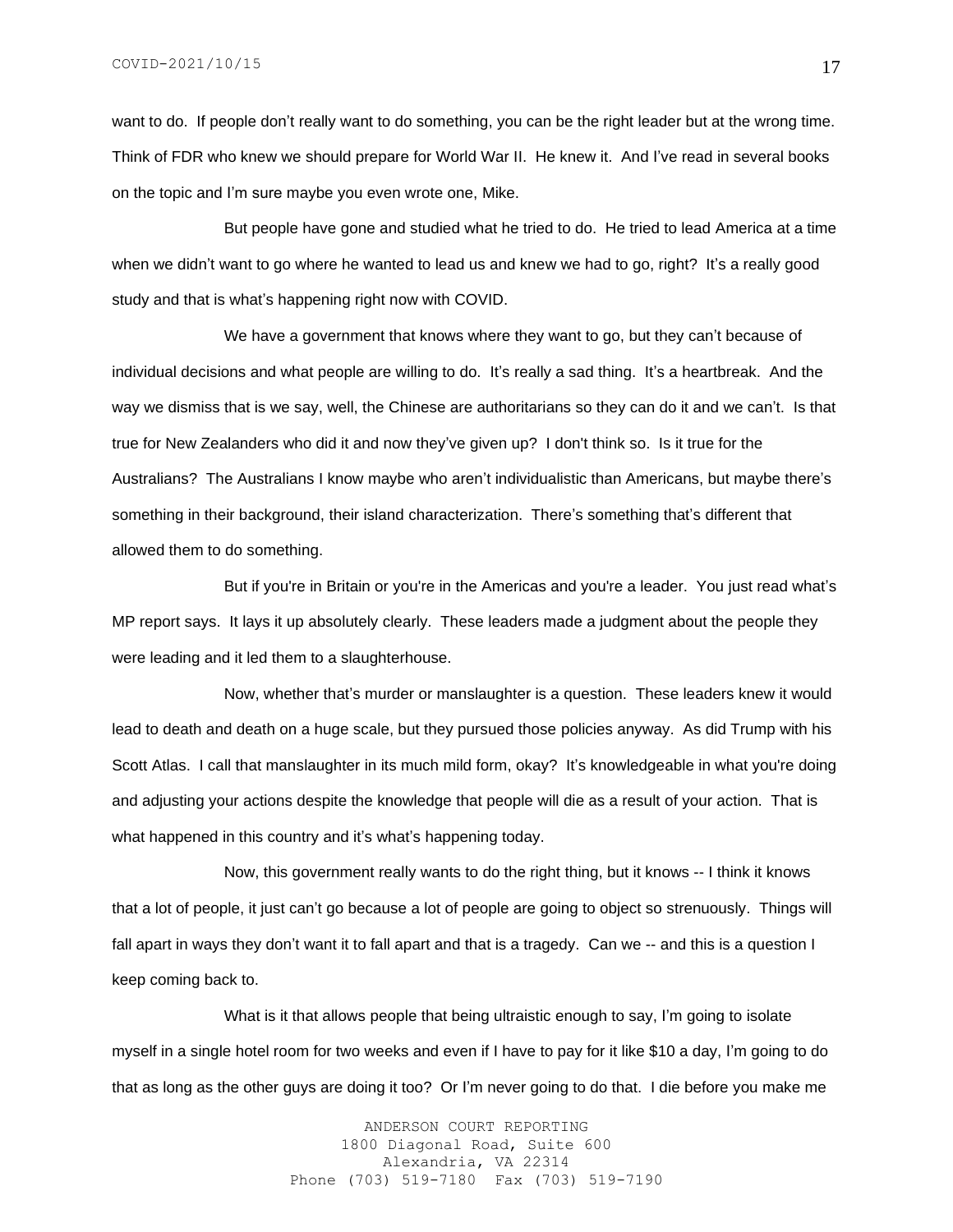want to do. If people don't really want to do something, you can be the right leader but at the wrong time. Think of FDR who knew we should prepare for World War II. He knew it. And I've read in several books on the topic and I'm sure maybe you even wrote one, Mike.

But people have gone and studied what he tried to do. He tried to lead America at a time when we didn't want to go where he wanted to lead us and knew we had to go, right? It's a really good study and that is what's happening right now with COVID.

We have a government that knows where they want to go, but they can't because of individual decisions and what people are willing to do. It's really a sad thing. It's a heartbreak. And the way we dismiss that is we say, well, the Chinese are authoritarians so they can do it and we can't. Is that true for New Zealanders who did it and now they've given up? I don't think so. Is it true for the Australians? The Australians I know maybe who aren't individualistic than Americans, but maybe there's something in their background, their island characterization. There's something that's different that allowed them to do something.

But if you're in Britain or you're in the Americas and you're a leader. You just read what's MP report says. It lays it up absolutely clearly. These leaders made a judgment about the people they were leading and it led them to a slaughterhouse.

Now, whether that's murder or manslaughter is a question. These leaders knew it would lead to death and death on a huge scale, but they pursued those policies anyway. As did Trump with his Scott Atlas. I call that manslaughter in its much mild form, okay? It's knowledgeable in what you're doing and adjusting your actions despite the knowledge that people will die as a result of your action. That is what happened in this country and it's what's happening today.

Now, this government really wants to do the right thing, but it knows -- I think it knows that a lot of people, it just can't go because a lot of people are going to object so strenuously. Things will fall apart in ways they don't want it to fall apart and that is a tragedy. Can we -- and this is a question I keep coming back to.

What is it that allows people that being ultraistic enough to say, I'm going to isolate myself in a single hotel room for two weeks and even if I have to pay for it like $10 a day, I'm going to do that as long as the other guys are doing it too? Or I'm never going to do that. I die before you make me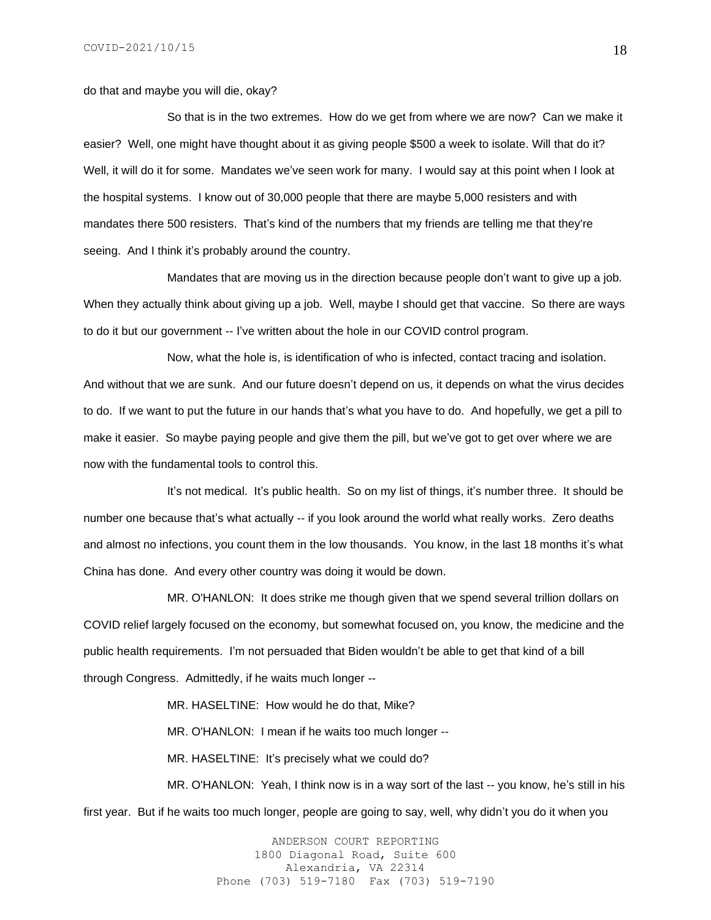do that and maybe you will die, okay?

So that is in the two extremes. How do we get from where we are now? Can we make it easier? Well, one might have thought about it as giving people $500 a week to isolate. Will that do it? Well, it will do it for some. Mandates we've seen work for many. I would say at this point when I look at the hospital systems. I know out of 30,000 people that there are maybe 5,000 resisters and with mandates there 500 resisters. That's kind of the numbers that my friends are telling me that they're seeing. And I think it's probably around the country.

Mandates that are moving us in the direction because people don't want to give up a job. When they actually think about giving up a job. Well, maybe I should get that vaccine. So there are ways to do it but our government -- I've written about the hole in our COVID control program.

Now, what the hole is, is identification of who is infected, contact tracing and isolation. And without that we are sunk. And our future doesn't depend on us, it depends on what the virus decides to do. If we want to put the future in our hands that's what you have to do. And hopefully, we get a pill to make it easier. So maybe paying people and give them the pill, but we've got to get over where we are now with the fundamental tools to control this.

It's not medical. It's public health. So on my list of things, it's number three. It should be number one because that's what actually -- if you look around the world what really works. Zero deaths and almost no infections, you count them in the low thousands. You know, in the last 18 months it's what China has done. And every other country was doing it would be down.

MR. O'HANLON: It does strike me though given that we spend several trillion dollars on COVID relief largely focused on the economy, but somewhat focused on, you know, the medicine and the public health requirements. I'm not persuaded that Biden wouldn't be able to get that kind of a bill through Congress. Admittedly, if he waits much longer --

MR. HASELTINE: How would he do that, Mike?

MR. O'HANLON: I mean if he waits too much longer --

MR. HASELTINE: It's precisely what we could do?

MR. O'HANLON: Yeah, I think now is in a way sort of the last -- you know, he's still in his first year. But if he waits too much longer, people are going to say, well, why didn't you do it when you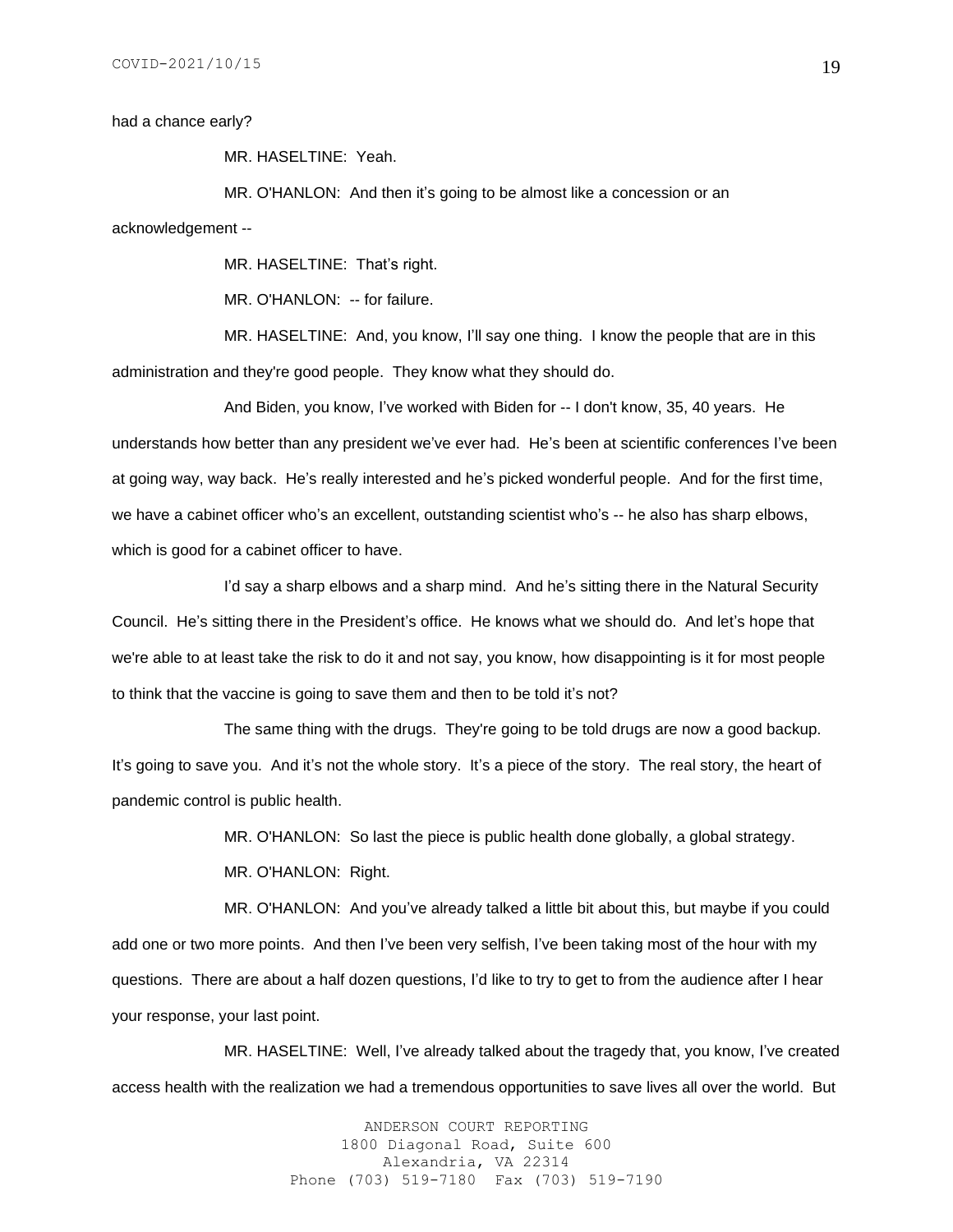had a chance early?

MR. HASELTINE: Yeah.

MR. O'HANLON: And then it's going to be almost like a concession or an acknowledgement --

MR. HASELTINE: That's right.

MR. O'HANLON: -- for failure.

MR. HASELTINE: And, you know, I'll say one thing. I know the people that are in this administration and they're good people. They know what they should do.

And Biden, you know, I've worked with Biden for -- I don't know, 35, 40 years. He understands how better than any president we've ever had. He's been at scientific conferences I've been at going way, way back. He's really interested and he's picked wonderful people. And for the first time, we have a cabinet officer who's an excellent, outstanding scientist who's -- he also has sharp elbows, which is good for a cabinet officer to have.

I'd say a sharp elbows and a sharp mind. And he's sitting there in the Natural Security Council. He's sitting there in the President's office. He knows what we should do. And let's hope that we're able to at least take the risk to do it and not say, you know, how disappointing is it for most people to think that the vaccine is going to save them and then to be told it's not?

The same thing with the drugs. They're going to be told drugs are now a good backup. It's going to save you. And it's not the whole story. It's a piece of the story. The real story, the heart of pandemic control is public health.

MR. O'HANLON: So last the piece is public health done globally, a global strategy.

MR. O'HANLON: Right.

MR. O'HANLON: And you've already talked a little bit about this, but maybe if you could add one or two more points. And then I've been very selfish, I've been taking most of the hour with my questions. There are about a half dozen questions, I'd like to try to get to from the audience after I hear your response, your last point.

MR. HASELTINE: Well, I've already talked about the tragedy that, you know, I've created access health with the realization we had a tremendous opportunities to save lives all over the world. But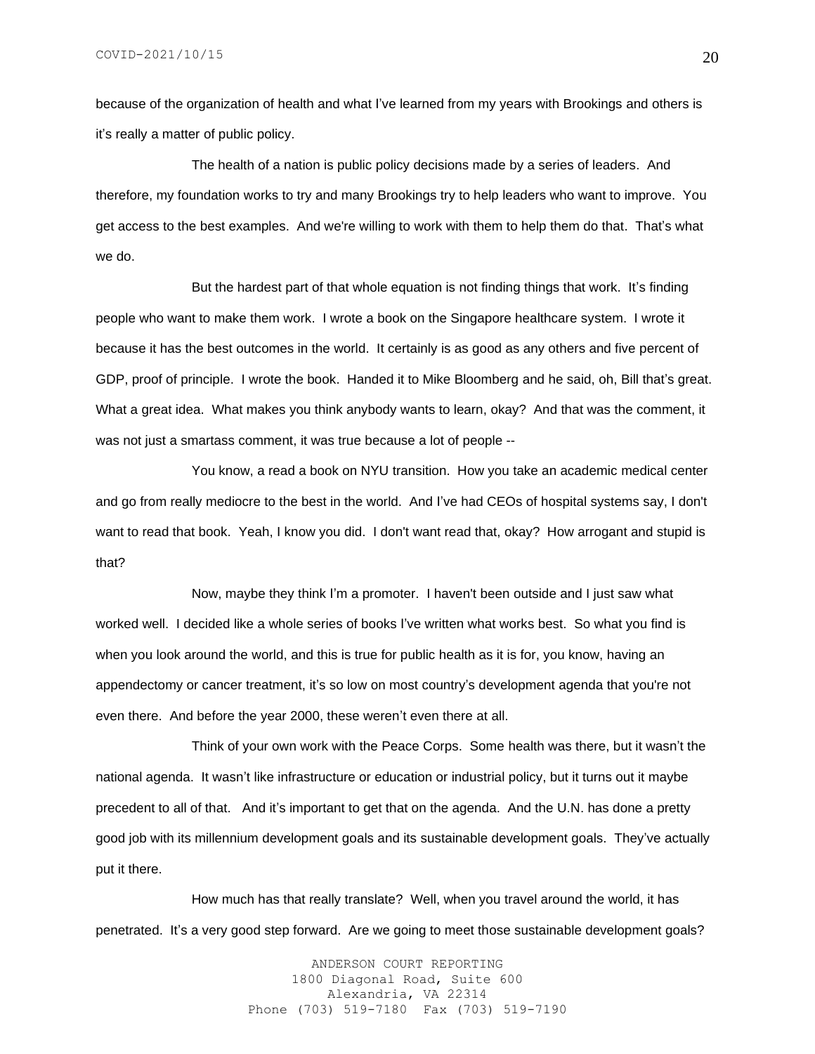because of the organization of health and what I've learned from my years with Brookings and others is it's really a matter of public policy.

The health of a nation is public policy decisions made by a series of leaders. And therefore, my foundation works to try and many Brookings try to help leaders who want to improve. You get access to the best examples. And we're willing to work with them to help them do that. That's what we do.

But the hardest part of that whole equation is not finding things that work. It's finding people who want to make them work. I wrote a book on the Singapore healthcare system. I wrote it because it has the best outcomes in the world. It certainly is as good as any others and five percent of GDP, proof of principle. I wrote the book. Handed it to Mike Bloomberg and he said, oh, Bill that's great. What a great idea. What makes you think anybody wants to learn, okay? And that was the comment, it was not just a smartass comment, it was true because a lot of people --

You know, a read a book on NYU transition. How you take an academic medical center and go from really mediocre to the best in the world. And I've had CEOs of hospital systems say, I don't want to read that book. Yeah, I know you did. I don't want read that, okay? How arrogant and stupid is that?

Now, maybe they think I'm a promoter. I haven't been outside and I just saw what worked well. I decided like a whole series of books I've written what works best. So what you find is when you look around the world, and this is true for public health as it is for, you know, having an appendectomy or cancer treatment, it's so low on most country's development agenda that you're not even there. And before the year 2000, these weren't even there at all.

Think of your own work with the Peace Corps. Some health was there, but it wasn't the national agenda. It wasn't like infrastructure or education or industrial policy, but it turns out it maybe precedent to all of that. And it's important to get that on the agenda. And the U.N. has done a pretty good job with its millennium development goals and its sustainable development goals. They've actually put it there.

How much has that really translate? Well, when you travel around the world, it has penetrated. It's a very good step forward. Are we going to meet those sustainable development goals?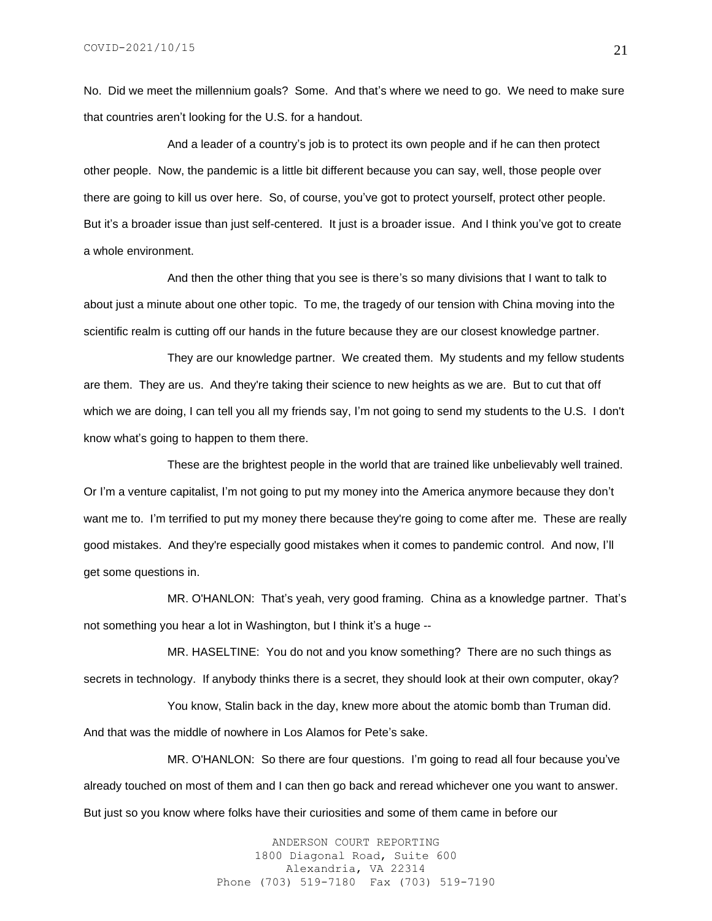No. Did we meet the millennium goals? Some. And that's where we need to go. We need to make sure that countries aren't looking for the U.S. for a handout.

And a leader of a country's job is to protect its own people and if he can then protect other people. Now, the pandemic is a little bit different because you can say, well, those people over there are going to kill us over here. So, of course, you've got to protect yourself, protect other people. But it's a broader issue than just self-centered. It just is a broader issue. And I think you've got to create a whole environment.

And then the other thing that you see is there's so many divisions that I want to talk to about just a minute about one other topic. To me, the tragedy of our tension with China moving into the scientific realm is cutting off our hands in the future because they are our closest knowledge partner.

They are our knowledge partner. We created them. My students and my fellow students are them. They are us. And they're taking their science to new heights as we are. But to cut that off which we are doing, I can tell you all my friends say, I'm not going to send my students to the U.S. I don't know what's going to happen to them there.

These are the brightest people in the world that are trained like unbelievably well trained. Or I'm a venture capitalist, I'm not going to put my money into the America anymore because they don't want me to. I'm terrified to put my money there because they're going to come after me. These are really good mistakes. And they're especially good mistakes when it comes to pandemic control. And now, I'll get some questions in.

MR. O'HANLON: That's yeah, very good framing. China as a knowledge partner. That's not something you hear a lot in Washington, but I think it's a huge --

MR. HASELTINE: You do not and you know something? There are no such things as secrets in technology. If anybody thinks there is a secret, they should look at their own computer, okay?

You know, Stalin back in the day, knew more about the atomic bomb than Truman did. And that was the middle of nowhere in Los Alamos for Pete's sake.

MR. O'HANLON: So there are four questions. I'm going to read all four because you've already touched on most of them and I can then go back and reread whichever one you want to answer. But just so you know where folks have their curiosities and some of them came in before our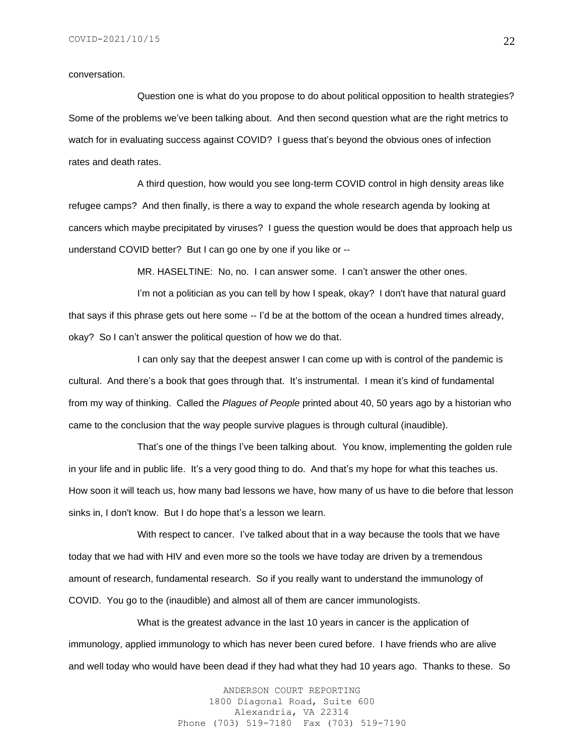conversation.

Question one is what do you propose to do about political opposition to health strategies? Some of the problems we've been talking about. And then second question what are the right metrics to watch for in evaluating success against COVID? I guess that's beyond the obvious ones of infection rates and death rates.

A third question, how would you see long-term COVID control in high density areas like refugee camps? And then finally, is there a way to expand the whole research agenda by looking at cancers which maybe precipitated by viruses? I guess the question would be does that approach help us understand COVID better? But I can go one by one if you like or --

MR. HASELTINE: No, no. I can answer some. I can't answer the other ones.

I'm not a politician as you can tell by how I speak, okay? I don't have that natural guard that says if this phrase gets out here some -- I'd be at the bottom of the ocean a hundred times already, okay? So I can't answer the political question of how we do that.

I can only say that the deepest answer I can come up with is control of the pandemic is cultural. And there's a book that goes through that. It's instrumental. I mean it's kind of fundamental from my way of thinking. Called the *Plagues of People* printed about 40, 50 years ago by a historian who came to the conclusion that the way people survive plagues is through cultural (inaudible).

That's one of the things I've been talking about. You know, implementing the golden rule in your life and in public life. It's a very good thing to do. And that's my hope for what this teaches us. How soon it will teach us, how many bad lessons we have, how many of us have to die before that lesson sinks in, I don't know. But I do hope that's a lesson we learn.

With respect to cancer. I've talked about that in a way because the tools that we have today that we had with HIV and even more so the tools we have today are driven by a tremendous amount of research, fundamental research. So if you really want to understand the immunology of COVID. You go to the (inaudible) and almost all of them are cancer immunologists.

What is the greatest advance in the last 10 years in cancer is the application of immunology, applied immunology to which has never been cured before. I have friends who are alive and well today who would have been dead if they had what they had 10 years ago. Thanks to these. So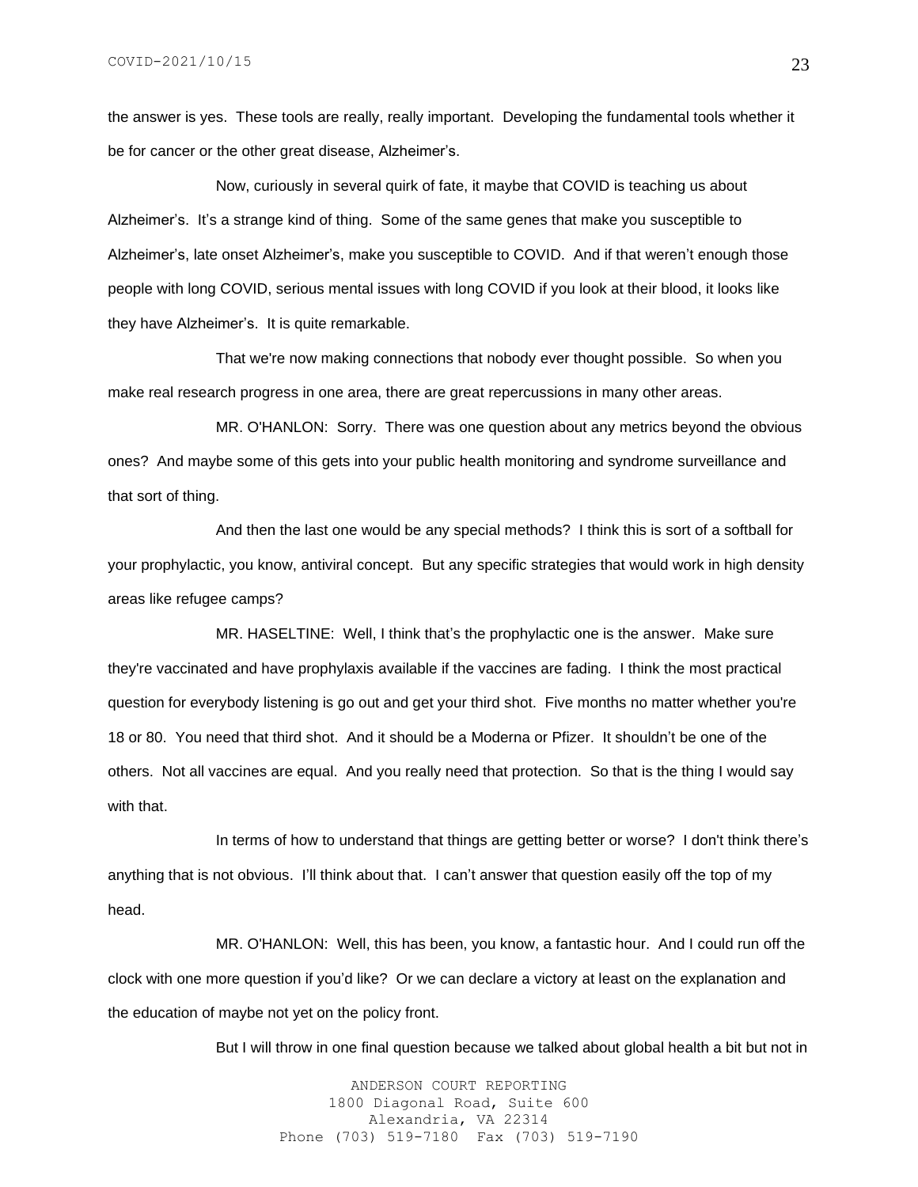the answer is yes. These tools are really, really important. Developing the fundamental tools whether it be for cancer or the other great disease, Alzheimer's.

Now, curiously in several quirk of fate, it maybe that COVID is teaching us about Alzheimer's. It's a strange kind of thing. Some of the same genes that make you susceptible to Alzheimer's, late onset Alzheimer's, make you susceptible to COVID. And if that weren't enough those people with long COVID, serious mental issues with long COVID if you look at their blood, it looks like they have Alzheimer's. It is quite remarkable.

That we're now making connections that nobody ever thought possible. So when you make real research progress in one area, there are great repercussions in many other areas.

MR. O'HANLON: Sorry. There was one question about any metrics beyond the obvious ones? And maybe some of this gets into your public health monitoring and syndrome surveillance and that sort of thing.

And then the last one would be any special methods? I think this is sort of a softball for your prophylactic, you know, antiviral concept. But any specific strategies that would work in high density areas like refugee camps?

MR. HASELTINE: Well, I think that's the prophylactic one is the answer. Make sure they're vaccinated and have prophylaxis available if the vaccines are fading. I think the most practical question for everybody listening is go out and get your third shot. Five months no matter whether you're 18 or 80. You need that third shot. And it should be a Moderna or Pfizer. It shouldn't be one of the others. Not all vaccines are equal. And you really need that protection. So that is the thing I would say with that.

In terms of how to understand that things are getting better or worse? I don't think there's anything that is not obvious. I'll think about that. I can't answer that question easily off the top of my head.

MR. O'HANLON: Well, this has been, you know, a fantastic hour. And I could run off the clock with one more question if you'd like? Or we can declare a victory at least on the explanation and the education of maybe not yet on the policy front.

But I will throw in one final question because we talked about global health a bit but not in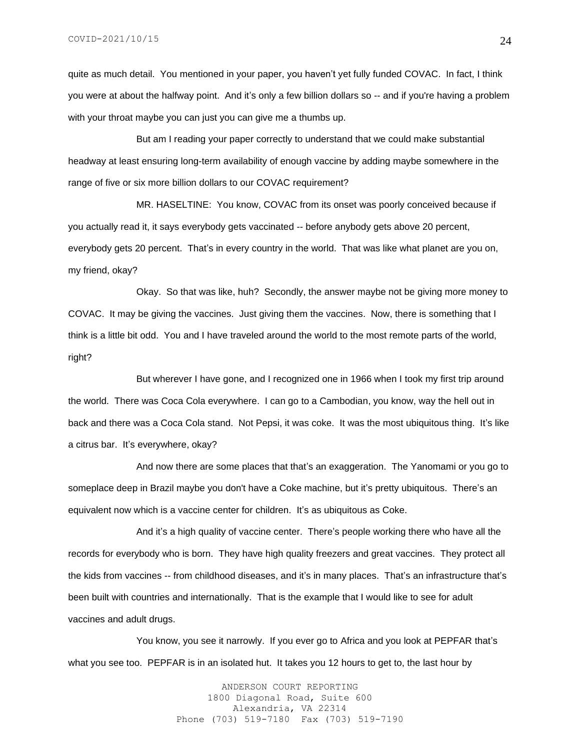quite as much detail. You mentioned in your paper, you haven't yet fully funded COVAC. In fact, I think you were at about the halfway point. And it's only a few billion dollars so -- and if you're having a problem with your throat maybe you can just you can give me a thumbs up.

But am I reading your paper correctly to understand that we could make substantial headway at least ensuring long-term availability of enough vaccine by adding maybe somewhere in the range of five or six more billion dollars to our COVAC requirement?

MR. HASELTINE: You know, COVAC from its onset was poorly conceived because if you actually read it, it says everybody gets vaccinated -- before anybody gets above 20 percent, everybody gets 20 percent. That's in every country in the world. That was like what planet are you on, my friend, okay?

Okay. So that was like, huh? Secondly, the answer maybe not be giving more money to COVAC. It may be giving the vaccines. Just giving them the vaccines. Now, there is something that I think is a little bit odd. You and I have traveled around the world to the most remote parts of the world, right?

But wherever I have gone, and I recognized one in 1966 when I took my first trip around the world. There was Coca Cola everywhere. I can go to a Cambodian, you know, way the hell out in back and there was a Coca Cola stand. Not Pepsi, it was coke. It was the most ubiquitous thing. It's like a citrus bar. It's everywhere, okay?

And now there are some places that that's an exaggeration. The Yanomami or you go to someplace deep in Brazil maybe you don't have a Coke machine, but it's pretty ubiquitous. There's an equivalent now which is a vaccine center for children. It's as ubiquitous as Coke.

And it's a high quality of vaccine center. There's people working there who have all the records for everybody who is born. They have high quality freezers and great vaccines. They protect all the kids from vaccines -- from childhood diseases, and it's in many places. That's an infrastructure that's been built with countries and internationally. That is the example that I would like to see for adult vaccines and adult drugs.

You know, you see it narrowly. If you ever go to Africa and you look at PEPFAR that's what you see too. PEPFAR is in an isolated hut. It takes you 12 hours to get to, the last hour by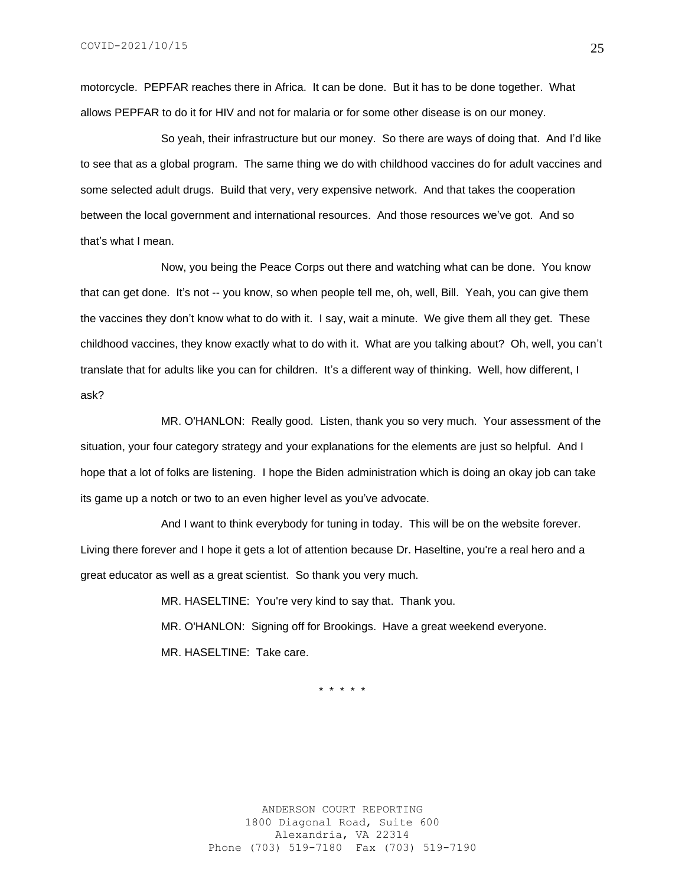motorcycle. PEPFAR reaches there in Africa. It can be done. But it has to be done together. What allows PEPFAR to do it for HIV and not for malaria or for some other disease is on our money.

So yeah, their infrastructure but our money. So there are ways of doing that. And I'd like to see that as a global program. The same thing we do with childhood vaccines do for adult vaccines and some selected adult drugs. Build that very, very expensive network. And that takes the cooperation between the local government and international resources. And those resources we've got. And so that's what I mean.

Now, you being the Peace Corps out there and watching what can be done. You know that can get done. It's not -- you know, so when people tell me, oh, well, Bill. Yeah, you can give them the vaccines they don't know what to do with it. I say, wait a minute. We give them all they get. These childhood vaccines, they know exactly what to do with it. What are you talking about? Oh, well, you can't translate that for adults like you can for children. It's a different way of thinking. Well, how different, I ask?

MR. O'HANLON: Really good. Listen, thank you so very much. Your assessment of the situation, your four category strategy and your explanations for the elements are just so helpful. And I hope that a lot of folks are listening. I hope the Biden administration which is doing an okay job can take its game up a notch or two to an even higher level as you've advocate.

And I want to think everybody for tuning in today. This will be on the website forever. Living there forever and I hope it gets a lot of attention because Dr. Haseltine, you're a real hero and a great educator as well as a great scientist. So thank you very much.

MR. HASELTINE: You're very kind to say that. Thank you.

MR. O'HANLON: Signing off for Brookings. Have a great weekend everyone.

MR. HASELTINE: Take care.

* * * * *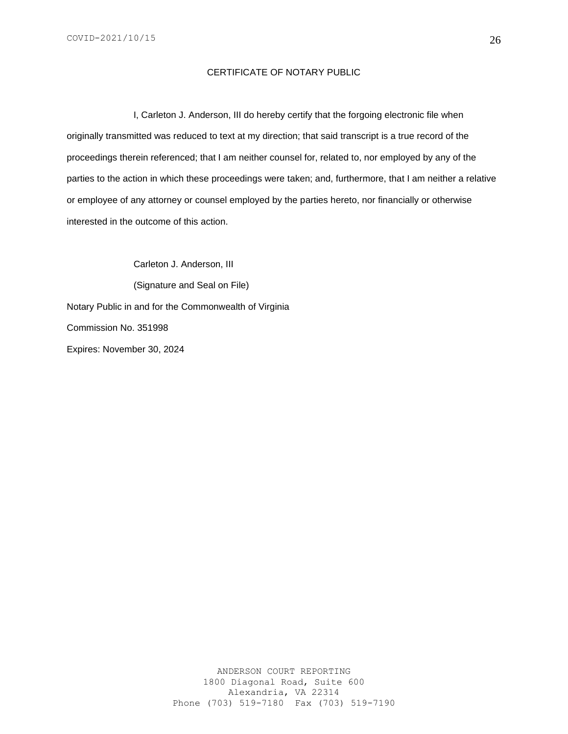CERTIFICATE OF NOTARY PUBLIC

I, Carleton J. Anderson, III do hereby certify that the forgoing electronic file when originally transmitted was reduced to text at my direction; that said transcript is a true record of the proceedings therein referenced; that I am neither counsel for, related to, nor employed by any of the parties to the action in which these proceedings were taken; and, furthermore, that I am neither a relative or employee of any attorney or counsel employed by the parties hereto, nor financially or otherwise interested in the outcome of this action.

Carleton J. Anderson, III

(Signature and Seal on File)

Notary Public in and for the Commonwealth of Virginia

Commission No. 351998

Expires: November 30, 2024